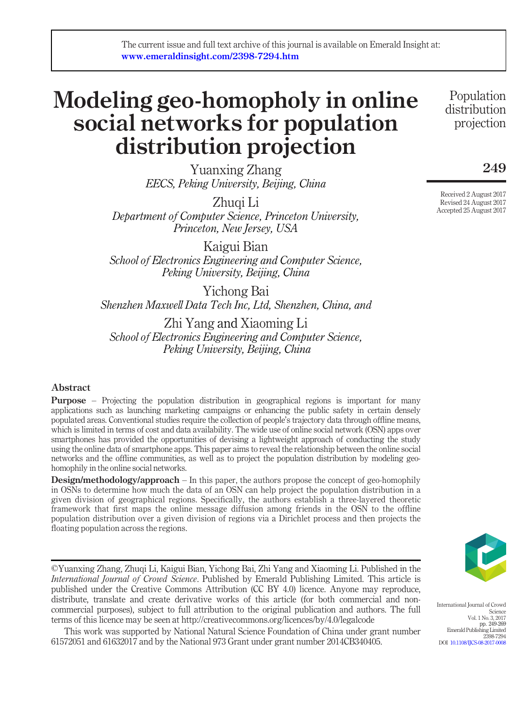The current issue and full text archive of this journal is available on Emerald Insight at: **www.emeraldinsight.com/2398-7294.htm**

# Modeling geo-homopholy in online social networks for population distribution projection

Yuanxing Zhang
*EECS, Peking University, Beijing, China*

Zhuqi Li
*Department of Computer Science, Princeton University, Princeton, New Jersey, USA*

Kaigui Bian
*School of Electronics Engineering and Computer Science, Peking University, Beijing, China*

Yichong Bai
*Shenzhen Maxwell Data Tech Inc, Ltd, Shenzhen, China, and*

Zhi Yang and Xiaoming Li
*School of Electronics Engineering and Computer Science, Peking University, Beijing, China*

Received 2 August 2017
Revised 24 August 2017
Accepted 25 August 2017

## Abstract

**Purpose** – Projecting the population distribution in geographical regions is important for many applications such as launching marketing campaigns or enhancing the public safety in certain densely populated areas. Conventional studies require the collection of people's trajectory data through offline means, which is limited in terms of cost and data availability. The wide use of online social network (OSN) apps over smartphones has provided the opportunities of devising a lightweight approach of conducting the study using the online data of smartphone apps. This paper aims to reveal the relationship between the online social networks and the offline communities, as well as to project the population distribution by modeling geo-homophily in the online social networks.

**Design/methodology/approach** – In this paper, the authors propose the concept of geo-homophily in OSNs to determine how much the data of an OSN can help project the population distribution in a given division of geographical regions. Specifically, the authors establish a three-layered theoretic framework that first maps the online message diffusion among friends in the OSN to the offline population distribution over a given division of regions via a Dirichlet process and then projects the floating population across the regions.

©Yuanxing Zhang, Zhuqi Li, Kaigui Bian, Yichong Bai, Zhi Yang and Xiaoming Li. Published in the *International Journal of Crowd Science*. Published by Emerald Publishing Limited. This article is published under the Creative Commons Attribution (CC BY 4.0) licence. Anyone may reproduce, distribute, translate and create derivative works of this article (for both commercial and non-commercial purposes), subject to full attribution to the original publication and authors. The full terms of this licence may be seen at http://creativecommons.org/licences/by/4.0/legalcode

This work was supported by National Natural Science Foundation of China under grant number 61572051 and 61632017 and by the National 973 Grant under grant number 2014CB340405.

DOI 10.1108/IJCS-08-2017-0008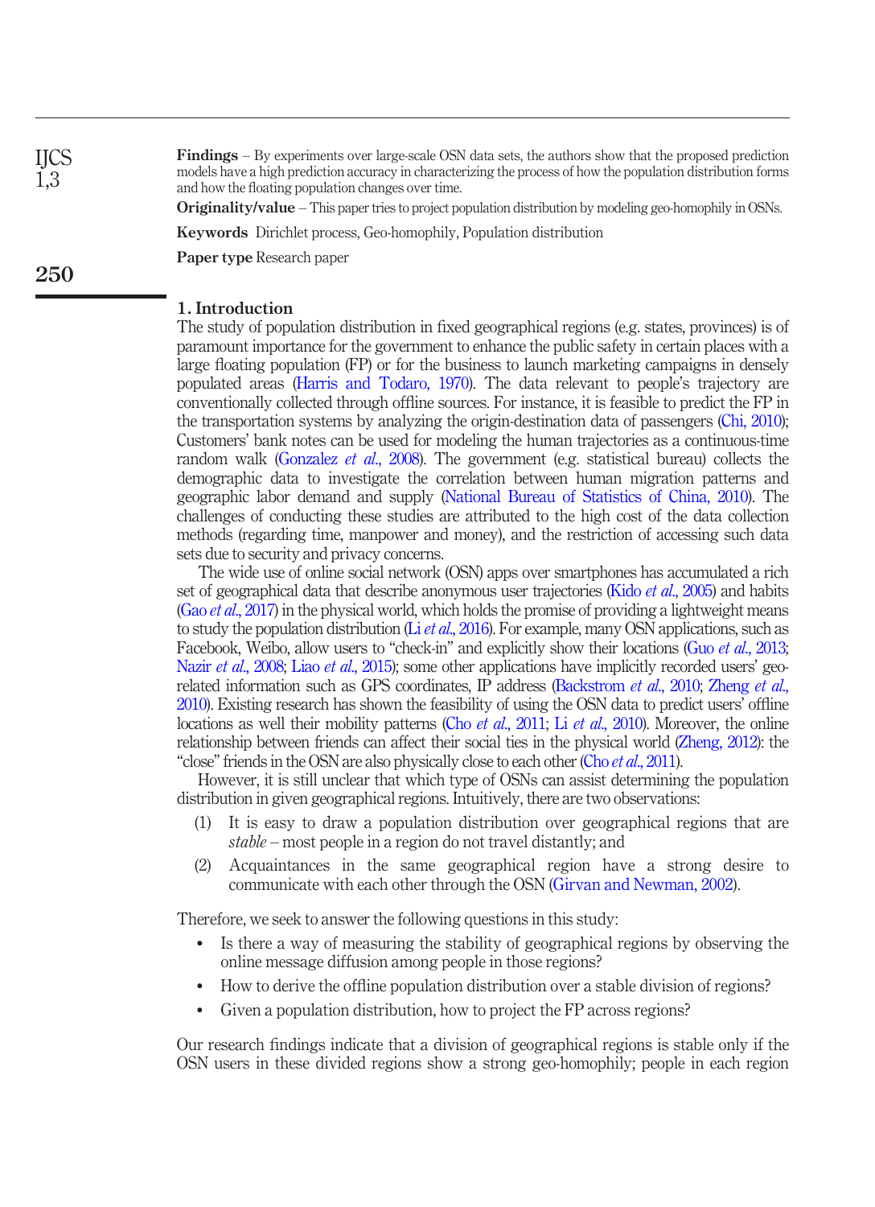**Findings** – By experiments over large-scale OSN data sets, the authors show that the proposed prediction models have a high prediction accuracy in characterizing the process of how the population distribution forms and how the floating population changes over time.

**Originality/value** – This paper tries to project population distribution by modeling geo-homophily in OSNs.

**Keywords** Dirichlet process, Geo-homophily, Population distribution

**Paper type** Research paper

## 1. Introduction

The study of population distribution in fixed geographical regions (e.g. states, provinces) is of paramount importance for the government to enhance the public safety in certain places with a large floating population (FP) or for the business to launch marketing campaigns in densely populated areas (Harris and Todaro, 1970). The data relevant to people's trajectory are conventionally collected through offline sources. For instance, it is feasible to predict the FP in the transportation systems by analyzing the origin-destination data of passengers (Chi, 2010); Customers' bank notes can be used for modeling the human trajectories as a continuous-time random walk (Gonzalez *et al.*, 2008). The government (e.g. statistical bureau) collects the demographic data to investigate the correlation between human migration patterns and geographic labor demand and supply (National Bureau of Statistics of China, 2010). The challenges of conducting these studies are attributed to the high cost of the data collection methods (regarding time, manpower and money), and the restriction of accessing such data sets due to security and privacy concerns.

The wide use of online social network (OSN) apps over smartphones has accumulated a rich set of geographical data that describe anonymous user trajectories (Kido *et al.*, 2005) and habits (Gao *et al.*, 2017) in the physical world, which holds the promise of providing a lightweight means to study the population distribution (Li *et al.*, 2016). For example, many OSN applications, such as Facebook, Weibo, allow users to "check-in" and explicitly show their locations (Guo *et al.*, 2013; Nazir *et al.*, 2008; Liao *et al.*, 2015); some other applications have implicitly recorded users' geo-related information such as GPS coordinates, IP address (Backstrom *et al.*, 2010; Zheng *et al.*, 2010). Existing research has shown the feasibility of using the OSN data to predict users' offline locations as well their mobility patterns (Cho *et al.*, 2011; Li *et al.*, 2010). Moreover, the online relationship between friends can affect their social ties in the physical world (Zheng, 2012): the "close" friends in the OSN are also physically close to each other (Cho *et al.*, 2011).

However, it is still unclear that which type of OSNs can assist determining the population distribution in given geographical regions. Intuitively, there are two observations:

1. It is easy to draw a population distribution over geographical regions that are *stable* – most people in a region do not travel distantly; and
2. Acquaintances in the same geographical region have a strong desire to communicate with each other through the OSN (Girvan and Newman, 2002).

Therefore, we seek to answer the following questions in this study:

- Is there a way of measuring the stability of geographical regions by observing the online message diffusion among people in those regions?
- How to derive the offline population distribution over a stable division of regions?
- Given a population distribution, how to project the FP across regions?

Our research findings indicate that a division of geographical regions is stable only if the OSN users in these divided regions show a strong geo-homophily; people in each region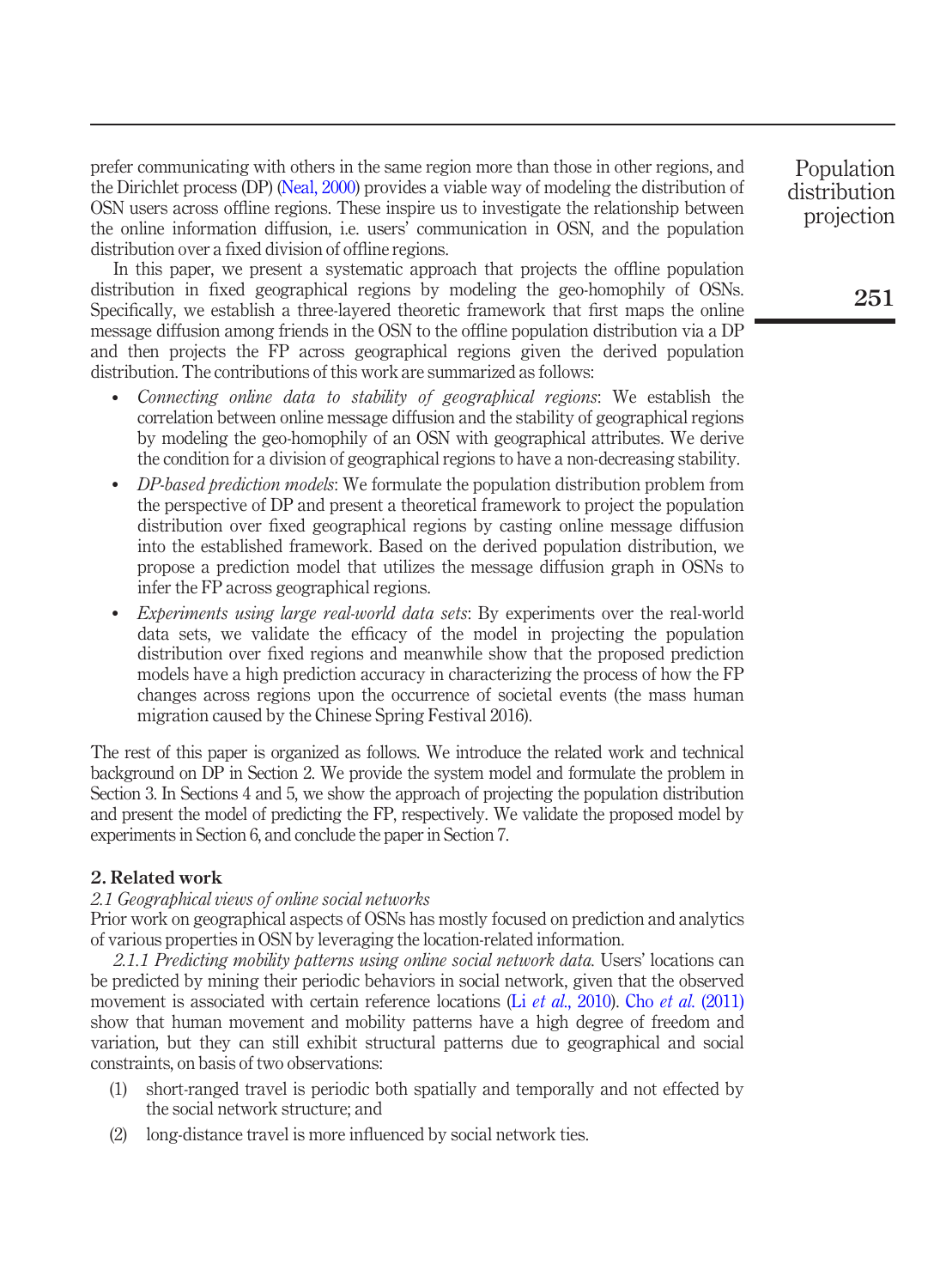prefer communicating with others in the same region more than those in other regions, and the Dirichlet process (DP) (Neal, 2000) provides a viable way of modeling the distribution of OSN users across offline regions. These inspire us to investigate the relationship between the online information diffusion, i.e. users' communication in OSN, and the population distribution over a fixed division of offline regions.

In this paper, we present a systematic approach that projects the offline population distribution in fixed geographical regions by modeling the geo-homophily of OSNs. Specifically, we establish a three-layered theoretic framework that first maps the online message diffusion among friends in the OSN to the offline population distribution via a DP and then projects the FP across geographical regions given the derived population distribution. The contributions of this work are summarized as follows:

- *Connecting online data to stability of geographical regions*: We establish the correlation between online message diffusion and the stability of geographical regions by modeling the geo-homophily of an OSN with geographical attributes. We derive the condition for a division of geographical regions to have a non-decreasing stability.
- *DP-based prediction models*: We formulate the population distribution problem from the perspective of DP and present a theoretical framework to project the population distribution over fixed geographical regions by casting online message diffusion into the established framework. Based on the derived population distribution, we propose a prediction model that utilizes the message diffusion graph in OSNs to infer the FP across geographical regions.
- *Experiments using large real-world data sets*: By experiments over the real-world data sets, we validate the efficacy of the model in projecting the population distribution over fixed regions and meanwhile show that the proposed prediction models have a high prediction accuracy in characterizing the process of how the FP changes across regions upon the occurrence of societal events (the mass human migration caused by the Chinese Spring Festival 2016).

The rest of this paper is organized as follows. We introduce the related work and technical background on DP in Section 2. We provide the system model and formulate the problem in Section 3. In Sections 4 and 5, we show the approach of projecting the population distribution and present the model of predicting the FP, respectively. We validate the proposed model by experiments in Section 6, and conclude the paper in Section 7.

## 2. Related work

### 2.1 Geographical views of online social networks

Prior work on geographical aspects of OSNs has mostly focused on prediction and analytics of various properties in OSN by leveraging the location-related information.

*2.1.1 Predicting mobility patterns using online social network data.* Users' locations can be predicted by mining their periodic behaviors in social network, given that the observed movement is associated with certain reference locations (Li *et al.*, 2010). Cho *et al.* (2011) show that human movement and mobility patterns have a high degree of freedom and variation, but they can still exhibit structural patterns due to geographical and social constraints, on basis of two observations:

(1) short-ranged travel is periodic both spatially and temporally and not effected by the social network structure; and

(2) long-distance travel is more influenced by social network ties.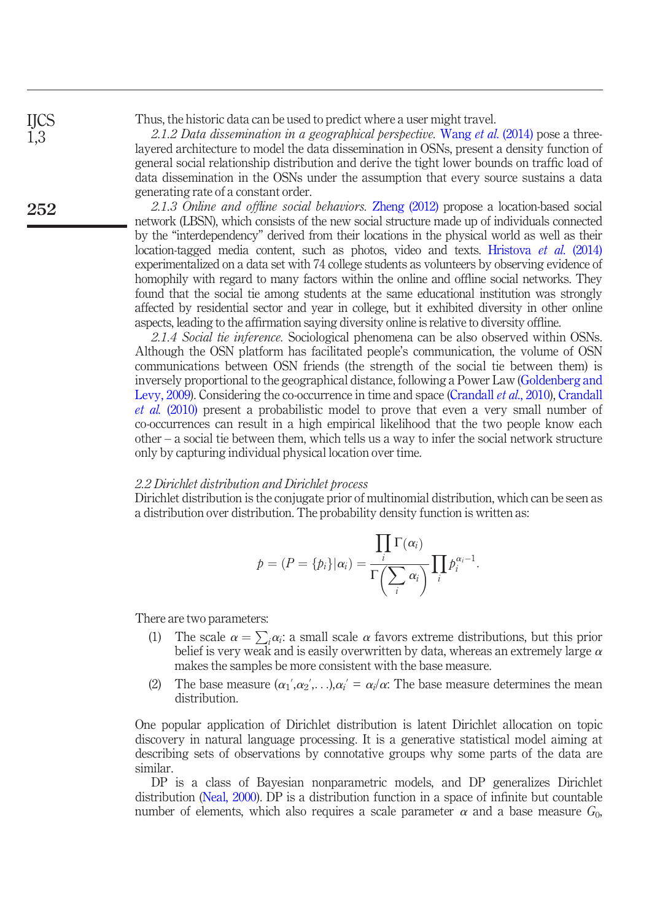Thus, the historic data can be used to predict where a user might travel.

*2.1.2 Data dissemination in a geographical perspective.* Wang *et al.* (2014) pose a three-layered architecture to model the data dissemination in OSNs, present a density function of general social relationship distribution and derive the tight lower bounds on traffic load of data dissemination in the OSNs under the assumption that every source sustains a data generating rate of a constant order.

*2.1.3 Online and offline social behaviors.* Zheng (2012) propose a location-based social network (LBSN), which consists of the new social structure made up of individuals connected by the "interdependency" derived from their locations in the physical world as well as their location-tagged media content, such as photos, video and texts. Hristova *et al.* (2014) experimentalized on a data set with 74 college students as volunteers by observing evidence of homophily with regard to many factors within the online and offline social networks. They found that the social tie among students at the same educational institution was strongly affected by residential sector and year in college, but it exhibited diversity in other online aspects, leading to the affirmation saying diversity online is relative to diversity offline.

*2.1.4 Social tie inference.* Sociological phenomena can be also observed within OSNs. Although the OSN platform has facilitated people's communication, the volume of OSN communications between OSN friends (the strength of the social tie between them) is inversely proportional to the geographical distance, following a Power Law (Goldenberg and Levy, 2009). Considering the co-occurrence in time and space (Crandall *et al.*, 2010), Crandall *et al.* (2010) present a probabilistic model to prove that even a very small number of co-occurrences can result in a high empirical likelihood that the two people know each other – a social tie between them, which tells us a way to infer the social network structure only by capturing individual physical location over time.

### *2.2 Dirichlet distribution and Dirichlet process*

Dirichlet distribution is the conjugate prior of multinomial distribution, which can be seen as a distribution over distribution. The probability density function is written as:

$$p = (P = \{p_i\}|\alpha_i) = \frac{\prod_i \Gamma(\alpha_i)}{\Gamma\left(\sum_i \alpha_i\right)} \prod_i p_i^{\alpha_i - 1}.$$

There are two parameters:

1. The scale $\alpha = \sum_i \alpha_i$: a small scale $\alpha$ favors extreme distributions, but this prior belief is very weak and is easily overwritten by data, whereas an extremely large $\alpha$ makes the samples be more consistent with the base measure.
2. The base measure $(\alpha_1', \alpha_2', \ldots), \alpha_i' = \alpha_i/\alpha$: The base measure determines the mean distribution.

One popular application of Dirichlet distribution is latent Dirichlet allocation on topic discovery in natural language processing. It is a generative statistical model aiming at describing sets of observations by connotative groups why some parts of the data are similar.

DP is a class of Bayesian nonparametric models, and DP generalizes Dirichlet distribution (Neal, 2000). DP is a distribution function in a space of infinite but countable number of elements, which also requires a scale parameter $\alpha$ and a base measure $G_0$,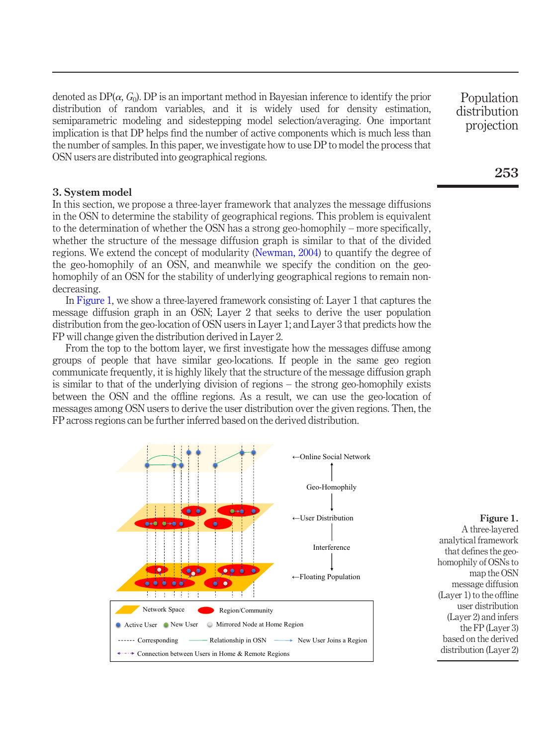denoted as DP($\alpha$, $G_0$). DP is an important method in Bayesian inference to identify the prior distribution of random variables, and it is widely used for density estimation, semiparametric modeling and sidestepping model selection/averaging. One important implication is that DP helps find the number of active components which is much less than the number of samples. In this paper, we investigate how to use DP to model the process that OSN users are distributed into geographical regions.

## 3. System model

In this section, we propose a three-layer framework that analyzes the message diffusions in the OSN to determine the stability of geographical regions. This problem is equivalent to the determination of whether the OSN has a strong geo-homophily – more specifically, whether the structure of the message diffusion graph is similar to that of the divided regions. We extend the concept of modularity (Newman, 2004) to quantify the degree of the geo-homophily of an OSN, and meanwhile we specify the condition on the geo-homophily of an OSN for the stability of underlying geographical regions to remain non-decreasing.

In Figure 1, we show a three-layered framework consisting of: Layer 1 that captures the message diffusion graph in an OSN; Layer 2 that seeks to derive the user population distribution from the geo-location of OSN users in Layer 1; and Layer 3 that predicts how the FP will change given the distribution derived in Layer 2.

From the top to the bottom layer, we first investigate how the messages diffuse among groups of people that have similar geo-locations. If people in the same geo region communicate frequently, it is highly likely that the structure of the message diffusion graph is similar to that of the underlying division of regions – the strong geo-homophily exists between the OSN and the offline regions. As a result, we can use the geo-location of messages among OSN users to derive the user distribution over the given regions. Then, the FP across regions can be further inferred based on the derived distribution.

←Online Social Network

Geo-Homophily

←User Distribution

Interference

←Floating Population

Network Space
Region/Community
Active User
New User
Mirrored Node at Home Region
Corresponding
Relationship in OSN
New User Joins a Region
Connection between Users in Home & Remote Regions

**Figure 1.** A three-layered analytical framework that defines the geo-homophily of OSNs to map the OSN message diffusion (Layer 1) to the offline user distribution (Layer 2) and infers the FP (Layer 3) based on the derived distribution (Layer 2)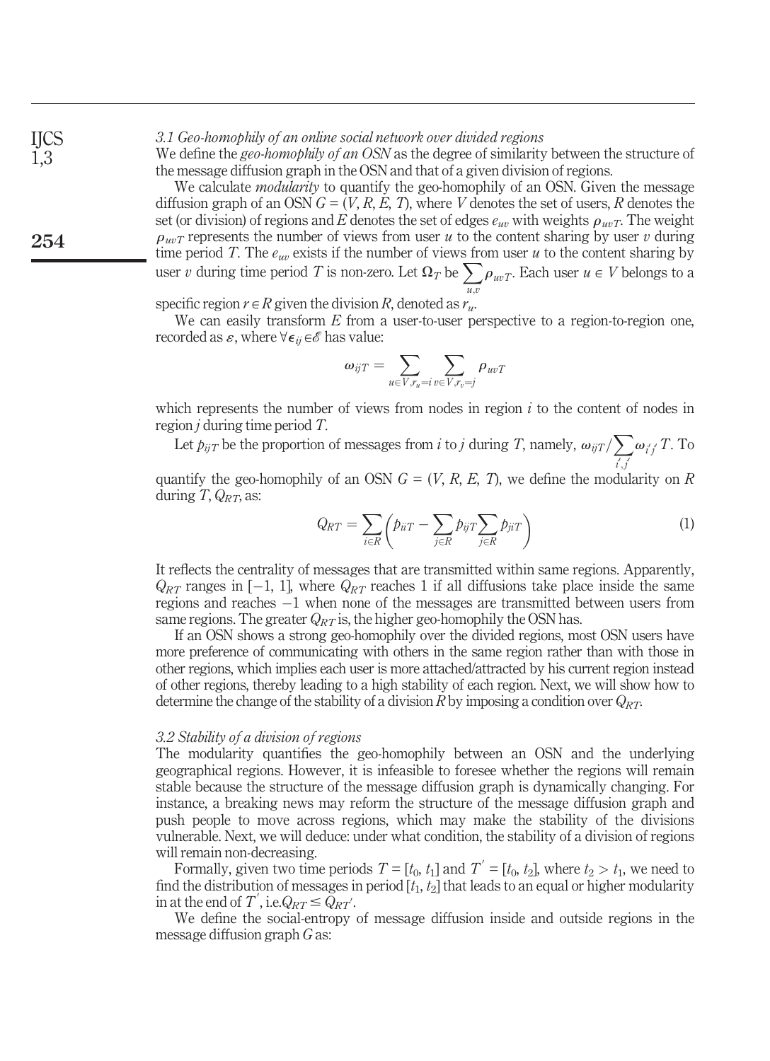### 3.1 Geo-homophily of an online social network over divided regions

We define the *geo-homophily of an OSN* as the degree of similarity between the structure of the message diffusion graph in the OSN and that of a given division of regions.

We calculate *modularity* to quantify the geo-homophily of an OSN. Given the message diffusion graph of an OSN $G = (V, R, E, T)$, where $V$ denotes the set of users, $R$ denotes the set (or division) of regions and $E$ denotes the set of edges $e_{uv}$ with weights $\rho_{uvT}$. The weight $\rho_{uvT}$ represents the number of views from user $u$ to the content sharing by user $v$ during time period $T$. The $e_{uv}$ exists if the number of views from user $u$ to the content sharing by user $v$ during time period $T$ is non-zero. Let $\Omega_T$ be $\sum_{u,v} \rho_{uvT}$. Each user $u \in V$ belongs to a specific region $r \in R$ given the division $R$, denoted as $r_u$.

We can easily transform $E$ from a user-to-user perspective to a region-to-region one, recorded as $\varepsilon$, where $\forall \epsilon_{ij} \in \mathscr{E}$ has value:

$$\omega_{ijT} = \sum_{u \in V, r_u = i} \sum_{v \in V, r_v = j} \rho_{uvT}$$

which represents the number of views from nodes in region $i$ to the content of nodes in region $j$ during time period $T$.

Let $p_{ijT}$ be the proportion of messages from $i$ to $j$ during $T$, namely, $\omega_{ijT} / \sum_{i',j'} \omega_{i'j'} T$. To quantify the geo-homophily of an OSN $G = (V, R, E, T)$, we define the modularity on $R$ during $T$, $Q_{RT}$, as:

$$Q_{RT} = \sum_{i \in R} \left( p_{iiT} - \sum_{j \in R} p_{ijT} \sum_{j \in R} p_{jiT} \right) \tag{1}$$

It reflects the centrality of messages that are transmitted within same regions. Apparently, $Q_{RT}$ ranges in $[-1, 1]$, where $Q_{RT}$ reaches 1 if all diffusions take place inside the same regions and reaches $-1$ when none of the messages are transmitted between users from same regions. The greater $Q_{RT}$ is, the higher geo-homophily the OSN has.

If an OSN shows a strong geo-homophily over the divided regions, most OSN users have more preference of communicating with others in the same region rather than with those in other regions, which implies each user is more attached/attracted by his current region instead of other regions, thereby leading to a high stability of each region. Next, we will show how to determine the change of the stability of a division $R$ by imposing a condition over $Q_{RT}$.

### 3.2 Stability of a division of regions

The modularity quantifies the geo-homophily between an OSN and the underlying geographical regions. However, it is infeasible to foresee whether the regions will remain stable because the structure of the message diffusion graph is dynamically changing. For instance, a breaking news may reform the structure of the message diffusion graph and push people to move across regions, which may make the stability of the divisions vulnerable. Next, we will deduce: under what condition, the stability of a division of regions will remain non-decreasing.

Formally, given two time periods $T = [t_0, t_1]$ and $T' = [t_0, t_2]$, where $t_2 > t_1$, we need to find the distribution of messages in period $[t_1, t_2]$ that leads to an equal or higher modularity in at the end of $T'$, i.e. $Q_{RT} \leq Q_{RT'}$.

We define the social-entropy of message diffusion inside and outside regions in the message diffusion graph $G$ as: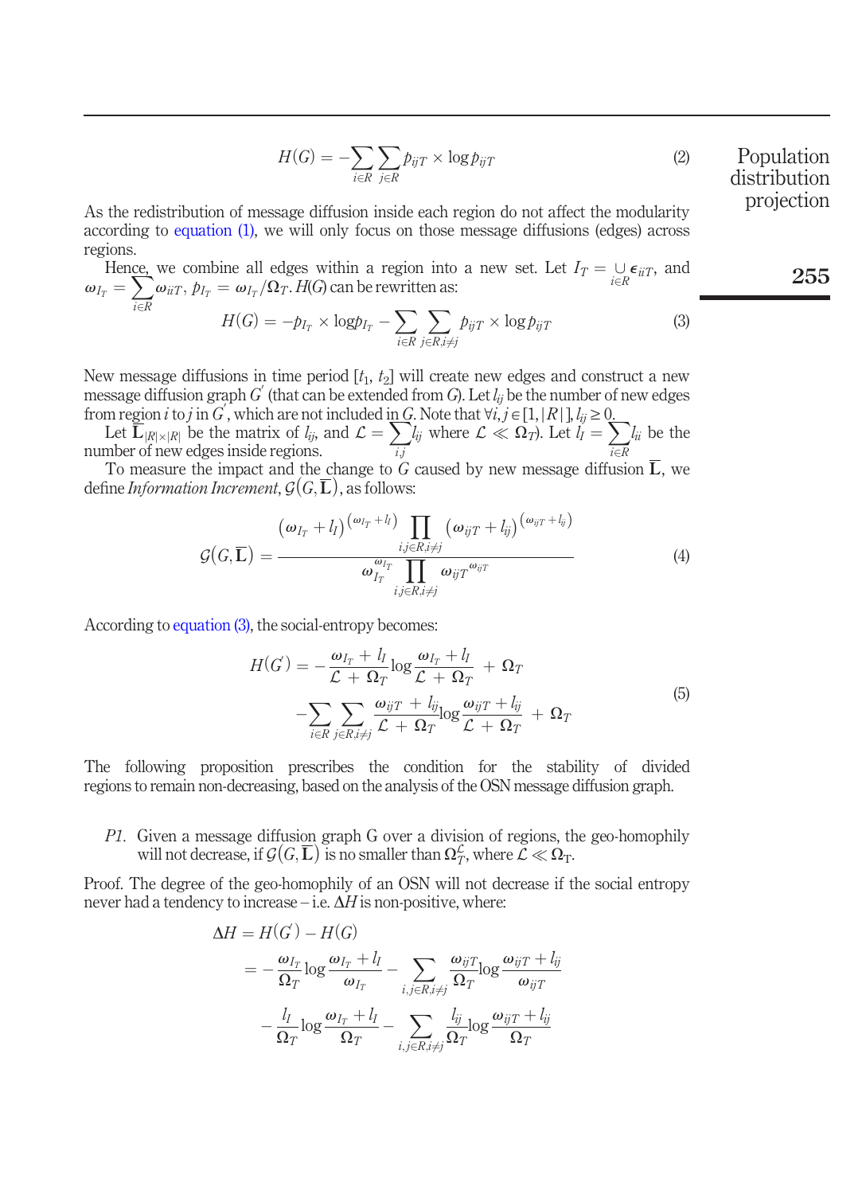$$H(G) = -\sum_{i \in R} \sum_{j \in R} p_{ijT} \times \log p_{ijT} \tag{2}$$

As the redistribution of message diffusion inside each region do not affect the modularity according to equation (1), we will only focus on those message diffusions (edges) across regions.

Hence, we combine all edges within a region into a new set. Let $I_T = \cup_{i \in R} \epsilon_{iiT}$, and $\omega_{I_T} = \sum_{i \in R} \omega_{iiT}$, $p_{I_T} = \omega_{I_T} / \Omega_T$. $H(G)$ can be rewritten as:

$$H(G) = -p_{I_T} \times \log p_{I_T} - \sum_{i \in R} \sum_{j \in R, i \neq j} p_{ijT} \times \log p_{ijT} \tag{3}$$

New message diffusions in time period $[t_1, t_2]$ will create new edges and construct a new message diffusion graph $G'$ (that can be extended from $G$). Let $l_{ij}$ be the number of new edges from region $i$ to $j$ in $G'$, which are not included in $G$. Note that $\forall i, j \in [1, |R|], l_{ij} \geq 0$.

Let $\overline{\mathbf{L}}_{|R| \times |R|}$ be the matrix of $l_{ij}$, and $\mathcal{L} = \sum_{i,j} l_{ij}$ where $\mathcal{L} \ll \Omega_T$). Let $l_I = \sum_{i \in R} l_{ii}$ be the number of new edges inside regions.

To measure the impact and the change to $G$ caused by new message diffusion $\overline{\mathbf{L}}$, we define *Information Increment*, $\mathcal{G}(G, \overline{\mathbf{L}})$, as follows:

$$\mathcal{G}(G, \overline{\mathbf{L}}) = \frac{(\omega_{I_T} + l_I)^{(\omega_{I_T} + l_I)} \prod_{i,j \in R, i \neq j} (\omega_{ijT} + l_{ij})^{(\omega_{ijT} + l_{ij})}}{\omega_{I_T}^{\omega_{I_T}} \prod_{i,j \in R, i \neq j} \omega_{ijT}^{\omega_{ijT}}} \tag{4}$$

According to equation (3), the social-entropy becomes:

$$H(G') = -\frac{\omega_{I_T} + l_I}{\mathcal{L} + \Omega_T} \log \frac{\omega_{I_T} + l_I}{\mathcal{L} + \Omega_T} + \Omega_T - \sum_{i \in R} \sum_{j \in R, i \neq j} \frac{\omega_{ijT} + l_{ij}}{\mathcal{L} + \Omega_T} \log \frac{\omega_{ijT} + l_{ij}}{\mathcal{L} + \Omega_T} + \Omega_T \tag{5}$$

The following proposition prescribes the condition for the stability of divided regions to remain non-decreasing, based on the analysis of the OSN message diffusion graph.

*P1.* Given a message diffusion graph G over a division of regions, the geo-homophily will not decrease, if $\mathcal{G}(G, \overline{\mathbf{L}})$ is no smaller than $\Omega_T^{\mathcal{L}}$, where $\mathcal{L} \ll \Omega_T$.

Proof. The degree of the geo-homophily of an OSN will not decrease if the social entropy never had a tendency to increase – i.e. $\Delta H$ is non-positive, where:

$$\begin{aligned}
\Delta H &= H(G') - H(G) \\
&= -\frac{\omega_{I_T}}{\Omega_T} \log \frac{\omega_{I_T} + l_I}{\omega_{I_T}} - \sum_{i,j \in R, i \neq j} \frac{\omega_{ijT}}{\Omega_T} \log \frac{\omega_{ijT} + l_{ij}}{\omega_{ijT}} \\
&\quad - \frac{l_I}{\Omega_T} \log \frac{\omega_{I_T} + l_I}{\Omega_T} - \sum_{i,j \in R, i \neq j} \frac{l_{ij}}{\Omega_T} \log \frac{\omega_{ijT} + l_{ij}}{\Omega_T}
\end{aligned}$$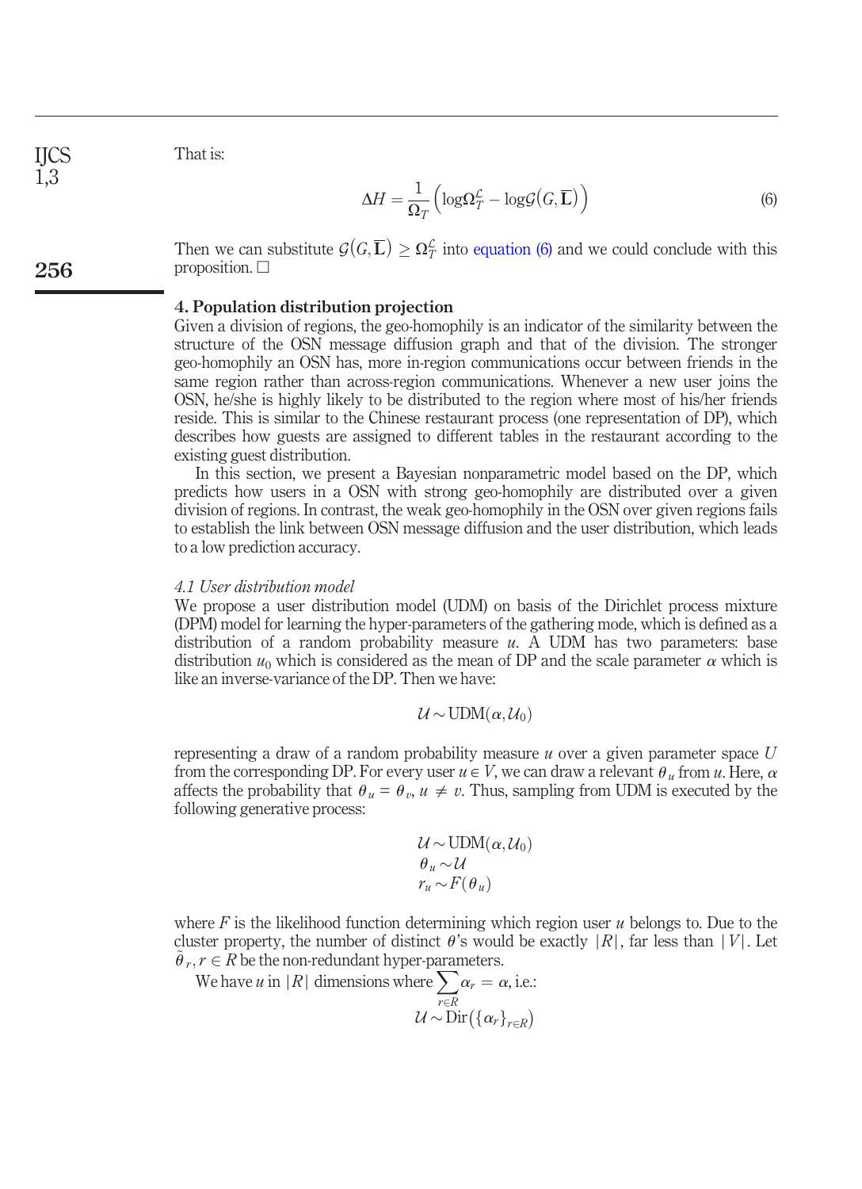That is:

$$\Delta H = \frac{1}{\Omega_T}\left(\log\Omega_T^{\mathcal{L}} - \log\mathcal{G}\left(G, \overline{\mathbf{L}}\right)\right) \tag{6}$$

Then we can substitute $\mathcal{G}\left(G, \overline{\mathbf{L}}\right) \geq \Omega_T^{\mathcal{L}}$ into equation (6) and we could conclude with this proposition. □

## 4. Population distribution projection

Given a division of regions, the geo-homophily is an indicator of the similarity between the structure of the OSN message diffusion graph and that of the division. The stronger geo-homophily an OSN has, more in-region communications occur between friends in the same region rather than across-region communications. Whenever a new user joins the OSN, he/she is highly likely to be distributed to the region where most of his/her friends reside. This is similar to the Chinese restaurant process (one representation of DP), which describes how guests are assigned to different tables in the restaurant according to the existing guest distribution.

In this section, we present a Bayesian nonparametric model based on the DP, which predicts how users in a OSN with strong geo-homophily are distributed over a given division of regions. In contrast, the weak geo-homophily in the OSN over given regions fails to establish the link between OSN message diffusion and the user distribution, which leads to a low prediction accuracy.

### *4.1 User distribution model*

We propose a user distribution model (UDM) on basis of the Dirichlet process mixture (DPM) model for learning the hyper-parameters of the gathering mode, which is defined as a distribution of a random probability measure $u$. A UDM has two parameters: base distribution $u_0$ which is considered as the mean of DP and the scale parameter $\alpha$ which is like an inverse-variance of the DP. Then we have:

$$\mathcal{U} \sim \text{UDM}(\alpha, \mathcal{U}_0)$$

representing a draw of a random probability measure $u$ over a given parameter space $U$ from the corresponding DP. For every user $u \in V$, we can draw a relevant $\theta_u$ from $u$. Here, $\alpha$ affects the probability that $\theta_u = \theta_v$, $u \neq v$. Thus, sampling from UDM is executed by the following generative process:

$$\begin{aligned}
&\mathcal{U} \sim \text{UDM}(\alpha, \mathcal{U}_0) \\
&\theta_u \sim \mathcal{U} \\
&r_u \sim F(\theta_u)
\end{aligned}$$

where $F$ is the likelihood function determining which region user $u$ belongs to. Due to the cluster property, the number of distinct $\theta$'s would be exactly $|R|$, far less than $|V|$. Let $\tilde{\theta}_r, r \in R$ be the non-redundant hyper-parameters.

We have $u$ in $|R|$ dimensions where $\sum_{r \in R} \alpha_r = \alpha$, i.e.:

$$\mathcal{U} \sim \text{Dir}\left(\{\alpha_r\}_{r \in R}\right)$$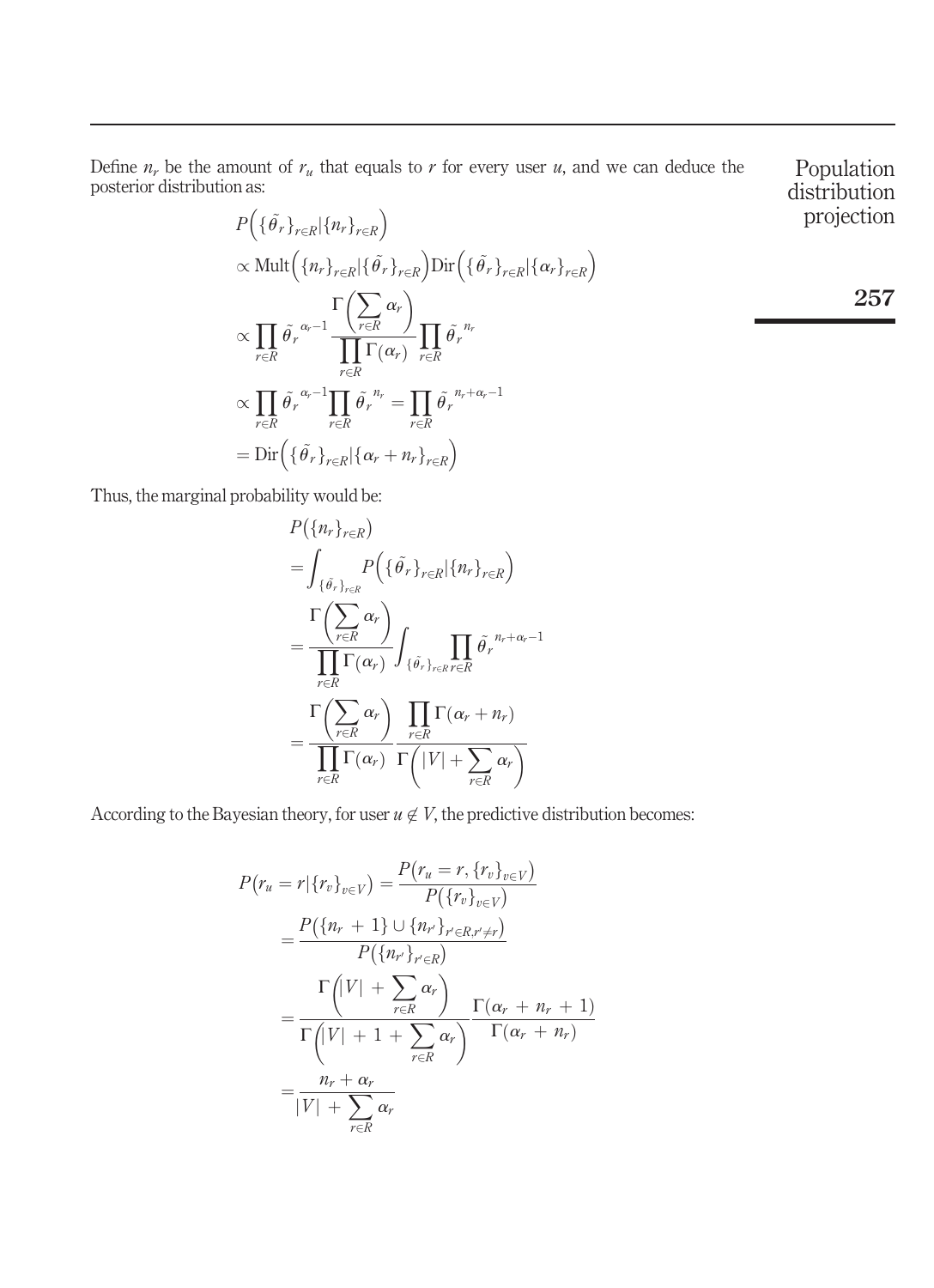Define $n_r$ be the amount of $r_u$ that equals to $r$ for every user $u$, and we can deduce the posterior distribution as:

$$
\begin{aligned}
& P\left(\{\tilde{\theta}_r\}_{r\in R} | \{n_r\}_{r\in R}\right) \\
& \propto \text{Mult}\left(\{n_r\}_{r\in R} | \{\tilde{\theta}_r\}_{r\in R}\right) \text{Dir}\left(\{\tilde{\theta}_r\}_{r\in R} | \{\alpha_r\}_{r\in R}\right) \\
& \propto \prod_{r\in R} \tilde{\theta}_r^{\;\alpha_r - 1} \frac{\Gamma\left(\sum_{r\in R} \alpha_r\right)}{\prod_{r\in R} \Gamma(\alpha_r)} \prod_{r\in R} \tilde{\theta}_r^{\;n_r} \\
& \propto \prod_{r\in R} \tilde{\theta}_r^{\;\alpha_r - 1} \prod_{r\in R} \tilde{\theta}_r^{\;n_r} = \prod_{r\in R} \tilde{\theta}_r^{\;n_r + \alpha_r - 1} \\
& = \text{Dir}\left(\{\tilde{\theta}_r\}_{r\in R} | \{\alpha_r + n_r\}_{r\in R}\right)
\end{aligned}
$$

Thus, the marginal probability would be:

$$
\begin{aligned}
& P\left(\{n_r\}_{r\in R}\right) \\
& = \int_{\{\tilde{\theta}_r\}_{r\in R}} P\left(\{\tilde{\theta}_r\}_{r\in R} | \{n_r\}_{r\in R}\right) \\
& = \frac{\Gamma\left(\sum_{r\in R} \alpha_r\right)}{\prod_{r\in R} \Gamma(\alpha_r)} \int_{\{\tilde{\theta}_r\}_{r\in R}} \prod_{r\in R} \tilde{\theta}_r^{\;n_r + \alpha_r - 1} \\
& = \frac{\Gamma\left(\sum_{r\in R} \alpha_r\right)}{\prod_{r\in R} \Gamma(\alpha_r)} \frac{\prod_{r\in R} \Gamma(\alpha_r + n_r)}{\Gamma\left(|V| + \sum_{r\in R} \alpha_r\right)}
\end{aligned}
$$

According to the Bayesian theory, for user $u \notin V$, the predictive distribution becomes:

$$
\begin{aligned}
P\left(r_u = r | \{r_v\}_{v\in V}\right) & = \frac{P\left(r_u = r, \{r_v\}_{v\in V}\right)}{P\left(\{r_v\}_{v\in V}\right)} \\
& = \frac{P\left(\{n_r + 1\} \cup \{n_{r'}\}_{r'\in R, r'\neq r}\right)}{P\left(\{n_{r'}\}_{r'\in R}\right)} \\
& = \frac{\Gamma\left(|V| + \sum_{r\in R} \alpha_r\right)}{\Gamma\left(|V| + 1 + \sum_{r\in R} \alpha_r\right)} \frac{\Gamma(\alpha_r + n_r + 1)}{\Gamma(\alpha_r + n_r)} \\
& = \frac{n_r + \alpha_r}{|V| + \sum_{r\in R} \alpha_r}
\end{aligned}
$$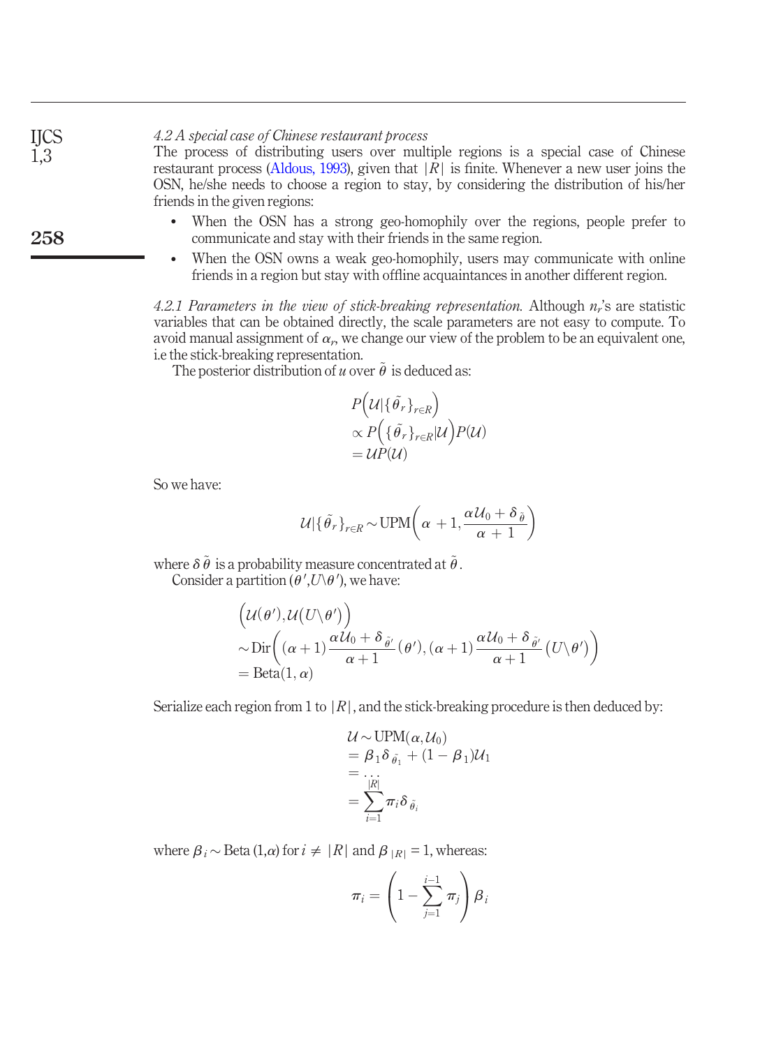### 4.2 A special case of Chinese restaurant process

The process of distributing users over multiple regions is a special case of Chinese restaurant process (Aldous, 1993), given that $|R|$ is finite. Whenever a new user joins the OSN, he/she needs to choose a region to stay, by considering the distribution of his/her friends in the given regions:

- When the OSN has a strong geo-homophily over the regions, people prefer to communicate and stay with their friends in the same region.
- When the OSN owns a weak geo-homophily, users may communicate with online friends in a region but stay with offline acquaintances in another different region.

*4.2.1 Parameters in the view of stick-breaking representation.* Although $n_r$'s are statistic variables that can be obtained directly, the scale parameters are not easy to compute. To avoid manual assignment of $\alpha_r$, we change our view of the problem to be an equivalent one, i.e the stick-breaking representation.

The posterior distribution of $u$ over $\tilde{\theta}$ is deduced as:

$$
\begin{aligned}
&P\left(\mathcal{U}|\{\tilde{\theta}_r\}_{r\in R}\right)\\
&\propto P\left(\{\tilde{\theta}_r\}_{r\in R}|\mathcal{U}\right)P(\mathcal{U})\\
&=\mathcal{U}P(\mathcal{U})
\end{aligned}
$$

So we have:

$$
\mathcal{U}|\{\tilde{\theta}_r\}_{r\in R}\sim \text{UPM}\left(\alpha+1,\frac{\alpha\mathcal{U}_0+\delta_{\tilde{\theta}}}{\alpha+1}\right)
$$

where $\delta\tilde{\theta}$ is a probability measure concentrated at $\tilde{\theta}$.

Consider a partition $(\theta', U\backslash\theta')$, we have:

$$
\begin{aligned}
&\left(\mathcal{U}(\theta'),\mathcal{U}(U\backslash\theta')\right)\\
&\sim \text{Dir}\left((\alpha+1)\frac{\alpha\mathcal{U}_0+\delta_{\tilde{\theta}'}}{\alpha+1}(\theta'),(\alpha+1)\frac{\alpha\mathcal{U}_0+\delta_{\tilde{\theta}'}}{\alpha+1}(U\backslash\theta')\right)\\
&=\text{Beta}(1,\alpha)
\end{aligned}
$$

Serialize each region from 1 to $|R|$, and the stick-breaking procedure is then deduced by:

$$
\begin{aligned}
\mathcal{U}&\sim \text{UPM}(\alpha,\mathcal{U}_0)\\
&=\beta_1\delta_{\tilde{\theta}_1}+(1-\beta_1)\mathcal{U}_1\\
&=\ldots\\
&=\sum_{i=1}^{|R|}\pi_i\delta_{\tilde{\theta}_i}
\end{aligned}
$$

where $\beta_i\sim$ Beta $(1,\alpha)$ for $i\neq|R|$ and $\beta_{|R|}=1$, whereas:

$$
\pi_i=\left(1-\sum_{j=1}^{i-1}\pi_j\right)\beta_i
$$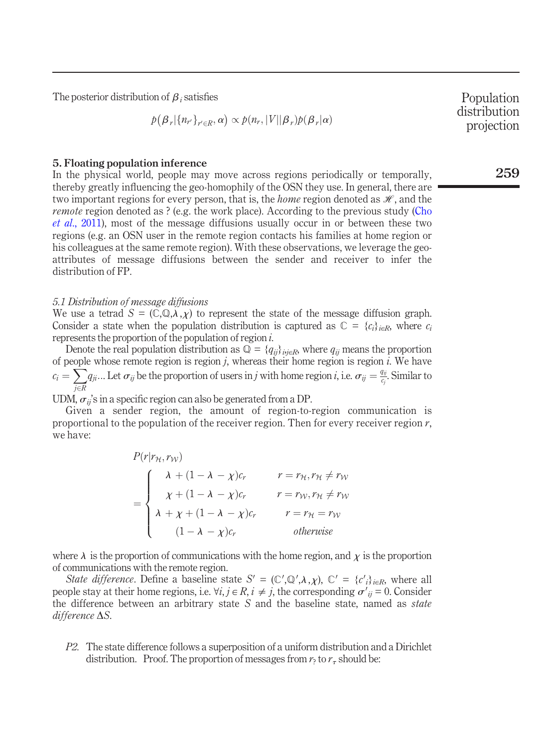The posterior distribution of $\beta_i$ satisfies

$$p(\beta_r | \{n_{r'}\}_{r' \in R}, \alpha) \propto p(n_r, |V| | \beta_r) p(\beta_r | \alpha)$$

## 5. Floating population inference

In the physical world, people may move across regions periodically or temporally, thereby greatly influencing the geo-homophily of the OSN they use. In general, there are two important regions for every person, that is, the *home* region denoted as $\mathscr{H}$, and the *remote* region denoted as ? (e.g. the work place). According to the previous study (Cho *et al.*, 2011), most of the message diffusions usually occur in or between these two regions (e.g. an OSN user in the remote region contacts his families at home region or his colleagues at the same remote region). With these observations, we leverage the geo-attributes of message diffusions between the sender and receiver to infer the distribution of FP.

### 5.1 Distribution of message diffusions

We use a tetrad $S = (\mathbb{C}, \mathbb{Q}, \lambda, \chi)$ to represent the state of the message diffusion graph. Consider a state when the population distribution is captured as $\mathbb{C} = \{c_i\}_{i \in R}$, where $c_i$ represents the proportion of the population of region $i$.

Denote the real population distribution as $\mathbb{Q} = \{q_{ij}\}_{i,j \in R}$, where $q_{ij}$ means the proportion of people whose remote region is region $j$, whereas their home region is region $i$. We have $c_i = \sum_{j \in R} q_{ji} \ldots$ Let $\sigma_{ij}$ be the proportion of users in $j$ with home region $i$, i.e. $\sigma_{ij} = \frac{q_{ij}}{c_j}$. Similar to UDM, $\sigma_{ij}$'s in a specific region can also be generated from a DP.

Given a sender region, the amount of region-to-region communication is proportional to the population of the receiver region. Then for every receiver region $r$, we have:

$$P(r | r_{\mathcal{H}}, r_{\mathcal{W}}) = \begin{cases} \lambda + (1 - \lambda - \chi)c_r & r = r_{\mathcal{H}}, r_{\mathcal{H}} \neq r_{\mathcal{W}} \\ \chi + (1 - \lambda - \chi)c_r & r = r_{\mathcal{W}}, r_{\mathcal{H}} \neq r_{\mathcal{W}} \\ \lambda + \chi + (1 - \lambda - \chi)c_r & r = r_{\mathcal{H}} = r_{\mathcal{W}} \\ (1 - \lambda - \chi)c_r & otherwise \end{cases}$$

where $\lambda$ is the proportion of communications with the home region, and $\chi$ is the proportion of communications with the remote region.

*State difference*. Define a baseline state $S' = (\mathbb{C}', \mathbb{Q}', \lambda, \chi)$, $\mathbb{C}' = \{c'_i\}_{i \in R}$, where all people stay at their home regions, i.e. $\forall i, j \in R, i \neq j$, the corresponding $\sigma'_{ij} = 0$. Consider the difference between an arbitrary state $S$ and the baseline state, named as *state difference* $\Delta S$.

*P2.* The state difference follows a superposition of a uniform distribution and a Dirichlet distribution. Proof. The proportion of messages from $r_?$ to $r_\tau$ should be: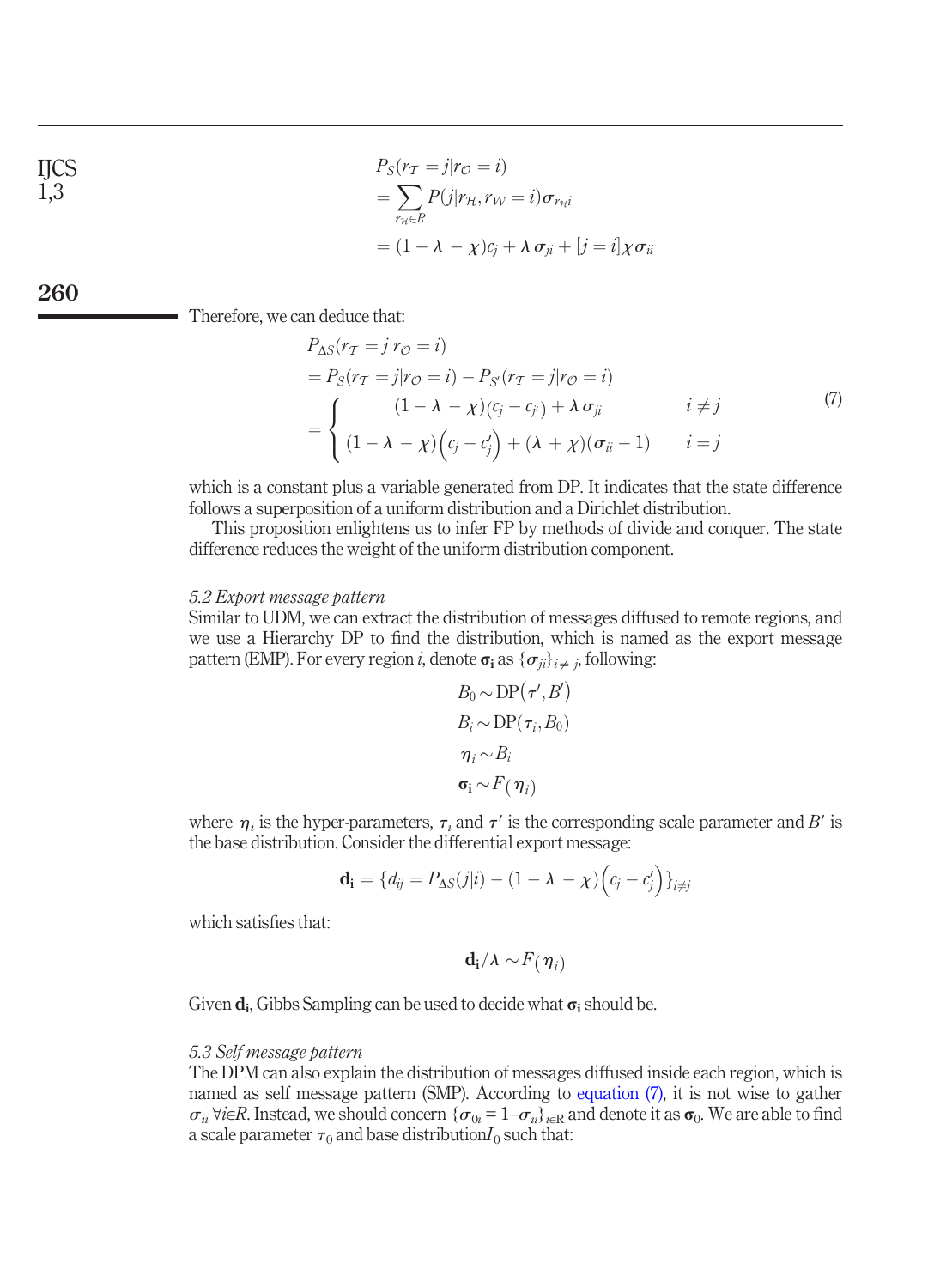$$
\begin{aligned}
&P_S(r_{\mathcal{T}} = j | r_{\mathcal{O}} = i) \\
&= \sum_{r_{\mathcal{H}} \in R} P(j | r_{\mathcal{H}}, r_{\mathcal{W}} = i) \sigma_{r_{\mathcal{H}} i} \\
&= (1 - \lambda - \chi) c_j + \lambda \, \sigma_{ji} + [j = i] \chi \sigma_{ii}
\end{aligned}
$$

Therefore, we can deduce that:

$$
\begin{aligned}
&P_{\Delta S}(r_{\mathcal{T}} = j | r_{\mathcal{O}} = i) \\
&= P_S(r_{\mathcal{T}} = j | r_{\mathcal{O}} = i) - P_{S'}(r_{\mathcal{T}} = j | r_{\mathcal{O}} = i) \\
&= \begin{cases} (1 - \lambda - \chi)(c_j - c_{j'}) + \lambda \, \sigma_{ji} & i \neq j \\ (1 - \lambda - \chi)\left(c_j - c'_j\right) + (\lambda + \chi)(\sigma_{ii} - 1) & i = j \end{cases}
\end{aligned}
\tag{7}
$$

which is a constant plus a variable generated from DP. It indicates that the state difference follows a superposition of a uniform distribution and a Dirichlet distribution.

This proposition enlightens us to infer FP by methods of divide and conquer. The state difference reduces the weight of the uniform distribution component.

### *5.2 Export message pattern*

Similar to UDM, we can extract the distribution of messages diffused to remote regions, and we use a Hierarchy DP to find the distribution, which is named as the export message pattern (EMP). For every region $i$, denote $\boldsymbol{\sigma}_{\mathbf{i}}$ as $\{\sigma_{ji}\}_{i \neq j}$, following:

$$
\begin{aligned}
B_0 &\sim \mathrm{DP}\left(\tau', B'\right) \\
B_i &\sim \mathrm{DP}(\tau_i, B_0) \\
\eta_i &\sim B_i \\
\boldsymbol{\sigma}_{\mathbf{i}} &\sim F(\eta_i)
\end{aligned}
$$

where $\eta_i$ is the hyper-parameters, $\tau_i$ and $\tau'$ is the corresponding scale parameter and $B'$ is the base distribution. Consider the differential export message:

$$
\mathbf{d}_{\mathbf{i}} = \{d_{ij} = P_{\Delta S}(j|i) - (1 - \lambda - \chi)\left(c_j - c'_j\right)\}_{i \neq j}
$$

which satisfies that:

$$
\mathbf{d}_{\mathbf{i}}/\lambda \sim F(\eta_i)
$$

Given $\mathbf{d}_{\mathbf{i}}$, Gibbs Sampling can be used to decide what $\boldsymbol{\sigma}_{\mathbf{i}}$ should be.

### *5.3 Self message pattern*

The DPM can also explain the distribution of messages diffused inside each region, which is named as self message pattern (SMP). According to equation (7), it is not wise to gather $\sigma_{ii}$ $\forall i \in R$. Instead, we should concern $\{\sigma_{0i} = 1 - \sigma_{ii}\}_{i \in \mathrm{R}}$ and denote it as $\boldsymbol{\sigma}_0$. We are able to find a scale parameter $\tau_0$ and base distribution $I_0$ such that: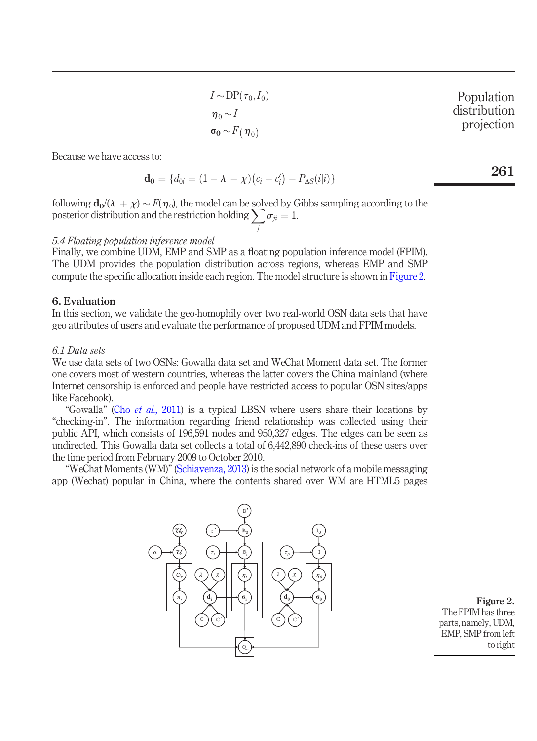$$I \sim \mathrm{DP}(\tau_0, I_0)$$
$$\eta_0 \sim I$$
$$\boldsymbol{\sigma}_\mathbf{0} \sim F(\eta_0)$$

Because we have access to:

$$\mathbf{d_0} = \{d_{0i} = (1 - \lambda - \chi)(c_i - c_i') - P_{\Delta S}(i|i)\}$$

following $\mathbf{d_0}/(\lambda + \chi) \sim F(\eta_0)$, the model can be solved by Gibbs sampling according to the posterior distribution and the restriction holding $\sum_j \sigma_{ji} = 1$.

*5.4 Floating population inference model*

Finally, we combine UDM, EMP and SMP as a floating population inference model (FPIM). The UDM provides the population distribution across regions, whereas EMP and SMP compute the specific allocation inside each region. The model structure is shown in Figure 2.

## 6. Evaluation

In this section, we validate the geo-homophily over two real-world OSN data sets that have geo attributes of users and evaluate the performance of proposed UDM and FPIM models.

*6.1 Data sets*

We use data sets of two OSNs: Gowalla data set and WeChat Moment data set. The former one covers most of western countries, whereas the latter covers the China mainland (where Internet censorship is enforced and people have restricted access to popular OSN sites/apps like Facebook).

"Gowalla" (Cho *et al.*, 2011) is a typical LBSN where users share their locations by "checking-in". The information regarding friend relationship was collected using their public API, which consists of 196,591 nodes and 950,327 edges. The edges can be seen as undirected. This Gowalla data set collects a total of 6,442,890 check-ins of these users over the time period from February 2009 to October 2010.

"WeChat Moments (WM)" (Schiavenza, 2013) is the social network of a mobile messaging app (Wechat) popular in China, where the contents shared over WM are HTML5 pages

**Figure 2.** The FPIM has three parts, namely, UDM, EMP, SMP from left to right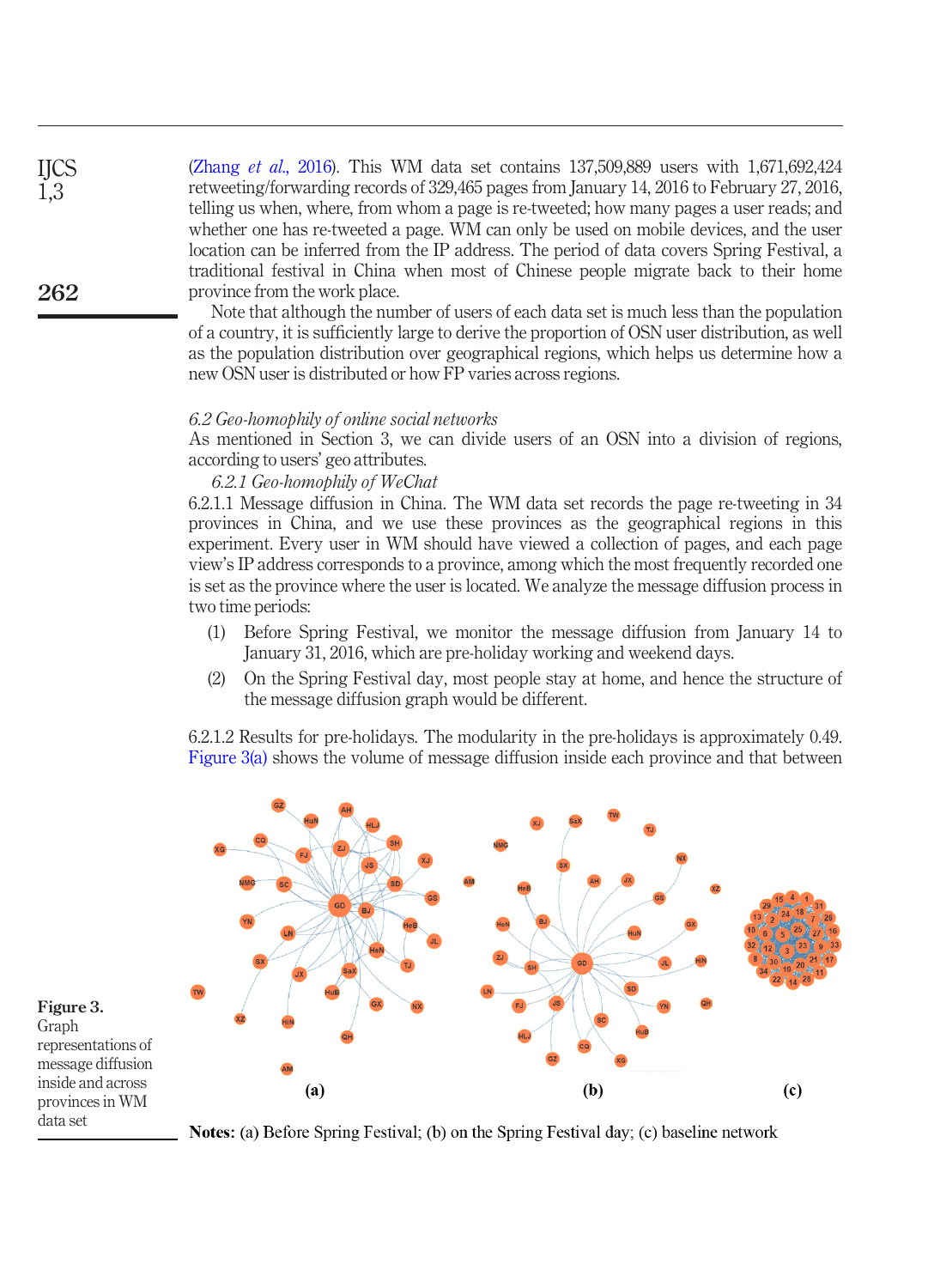(Zhang *et al.*, 2016). This WM data set contains 137,509,889 users with 1,671,692,424 retweeting/forwarding records of 329,465 pages from January 14, 2016 to February 27, 2016, telling us when, where, from whom a page is re-tweeted; how many pages a user reads; and whether one has re-tweeted a page. WM can only be used on mobile devices, and the user location can be inferred from the IP address. The period of data covers Spring Festival, a traditional festival in China when most of Chinese people migrate back to their home province from the work place.

Note that although the number of users of each data set is much less than the population of a country, it is sufficiently large to derive the proportion of OSN user distribution, as well as the population distribution over geographical regions, which helps us determine how a new OSN user is distributed or how FP varies across regions.

### 6.2 Geo-homophily of online social networks

As mentioned in Section 3, we can divide users of an OSN into a division of regions, according to users' geo attributes.

#### 6.2.1 Geo-homophily of WeChat

6.2.1.1 Message diffusion in China. The WM data set records the page re-tweeting in 34 provinces in China, and we use these provinces as the geographical regions in this experiment. Every user in WM should have viewed a collection of pages, and each page view's IP address corresponds to a province, among which the most frequently recorded one is set as the province where the user is located. We analyze the message diffusion process in two time periods:

1. Before Spring Festival, we monitor the message diffusion from January 14 to January 31, 2016, which are pre-holiday working and weekend days.
2. On the Spring Festival day, most people stay at home, and hence the structure of the message diffusion graph would be different.

6.2.1.2 Results for pre-holidays. The modularity in the pre-holidays is approximately 0.49. Figure 3(a) shows the volume of message diffusion inside each province and that between

GZ HuN AH HLJ CQ ZJ SH XG FJ JS XJ NMG SC SD GS GD BJ YN HeB LN JL HeN SX TJ SaX JX TW HuB GX NX XZ HiN QH AM

(a)

XJ SaX TW TJ NMG SX NX AM AH JX XZ HeB GS HeN BJ HuN GX ZJ SH GD JL HiN SD LN YN QH FJ JS HuB SC HLJ CQ GZ XG

(b)

29 15 4 1 31 13 2 24 18 7 26 10 6 5 25 27 16 32 12 3 23 9 33 8 30 20 21 17 34 19 11 22 14 28

(c)

**Figure 3.** Graph representations of message diffusion inside and across provinces in WM data set

**Notes:** (a) Before Spring Festival; (b) on the Spring Festival day; (c) baseline network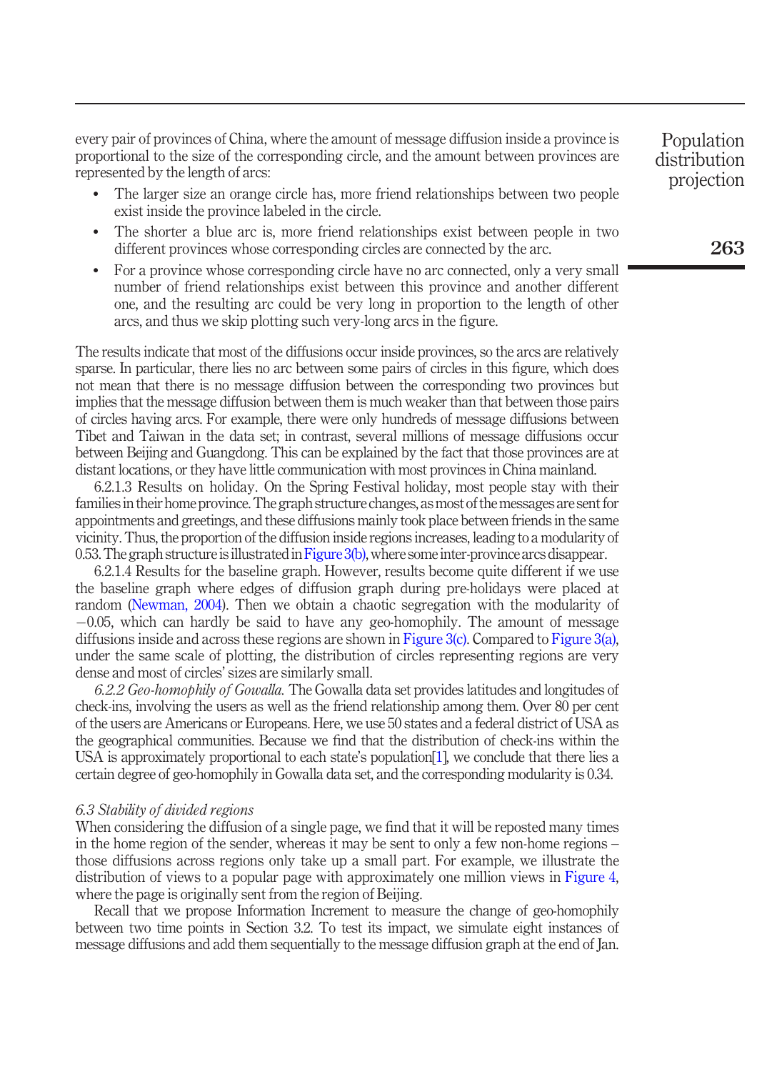every pair of provinces of China, where the amount of message diffusion inside a province is proportional to the size of the corresponding circle, and the amount between provinces are represented by the length of arcs:

- The larger size an orange circle has, more friend relationships between two people exist inside the province labeled in the circle.
- The shorter a blue arc is, more friend relationships exist between people in two different provinces whose corresponding circles are connected by the arc.
- For a province whose corresponding circle have no arc connected, only a very small number of friend relationships exist between this province and another different one, and the resulting arc could be very long in proportion to the length of other arcs, and thus we skip plotting such very-long arcs in the figure.

The results indicate that most of the diffusions occur inside provinces, so the arcs are relatively sparse. In particular, there lies no arc between some pairs of circles in this figure, which does not mean that there is no message diffusion between the corresponding two provinces but implies that the message diffusion between them is much weaker than that between those pairs of circles having arcs. For example, there were only hundreds of message diffusions between Tibet and Taiwan in the data set; in contrast, several millions of message diffusions occur between Beijing and Guangdong. This can be explained by the fact that those provinces are at distant locations, or they have little communication with most provinces in China mainland.

6.2.1.3 Results on holiday. On the Spring Festival holiday, most people stay with their families in their home province. The graph structure changes, as most of the messages are sent for appointments and greetings, and these diffusions mainly took place between friends in the same vicinity. Thus, the proportion of the diffusion inside regions increases, leading to a modularity of 0.53. The graph structure is illustrated in Figure 3(b), where some inter-province arcs disappear.

6.2.1.4 Results for the baseline graph. However, results become quite different if we use the baseline graph where edges of diffusion graph during pre-holidays were placed at random (Newman, 2004). Then we obtain a chaotic segregation with the modularity of −0.05, which can hardly be said to have any geo-homophily. The amount of message diffusions inside and across these regions are shown in Figure 3(c). Compared to Figure 3(a), under the same scale of plotting, the distribution of circles representing regions are very dense and most of circles' sizes are similarly small.

*6.2.2 Geo-homophily of Gowalla.* The Gowalla data set provides latitudes and longitudes of check-ins, involving the users as well as the friend relationship among them. Over 80 per cent of the users are Americans or Europeans. Here, we use 50 states and a federal district of USA as the geographical communities. Because we find that the distribution of check-ins within the USA is approximately proportional to each state's population[1], we conclude that there lies a certain degree of geo-homophily in Gowalla data set, and the corresponding modularity is 0.34.

### *6.3 Stability of divided regions*

When considering the diffusion of a single page, we find that it will be reposted many times in the home region of the sender, whereas it may be sent to only a few non-home regions – those diffusions across regions only take up a small part. For example, we illustrate the distribution of views to a popular page with approximately one million views in Figure 4, where the page is originally sent from the region of Beijing.

Recall that we propose Information Increment to measure the change of geo-homophily between two time points in Section 3.2. To test its impact, we simulate eight instances of message diffusions and add them sequentially to the message diffusion graph at the end of Jan.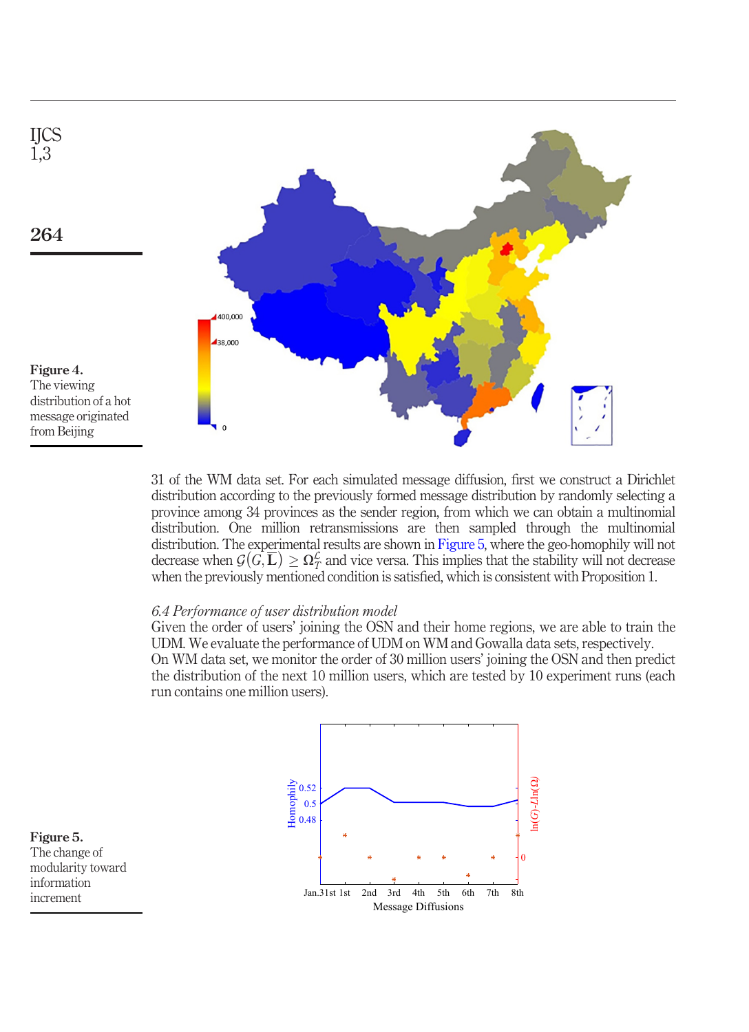400,000

38,000

0

Figure 4. The viewing distribution of a hot message originated from Beijing

31 of the WM data set. For each simulated message diffusion, first we construct a Dirichlet distribution according to the previously formed message distribution by randomly selecting a province among 34 provinces as the sender region, from which we can obtain a multinomial distribution. One million retransmissions are then sampled through the multinomial distribution. The experimental results are shown in Figure 5, where the geo-homophily will not decrease when $\mathcal{G}(G, \overline{\mathbf{L}}) \geq \Omega_T^{\mathcal{L}}$ and vice versa. This implies that the stability will not decrease when the previously mentioned condition is satisfied, which is consistent with Proposition 1.

### *6.4 Performance of user distribution model*

Given the order of users' joining the OSN and their home regions, we are able to train the UDM. We evaluate the performance of UDM on WM and Gowalla data sets, respectively. On WM data set, we monitor the order of 30 million users' joining the OSN and then predict the distribution of the next 10 million users, which are tested by 10 experiment runs (each run contains one million users).

Homophily

0.52

0.5

0.48

$\ln(G)$-$L\ln(\Omega)$

0

Jan.31st 1st 2nd 3rd 4th 5th 6th 7th 8th

Message Diffusions

Figure 5. The change of modularity toward information increment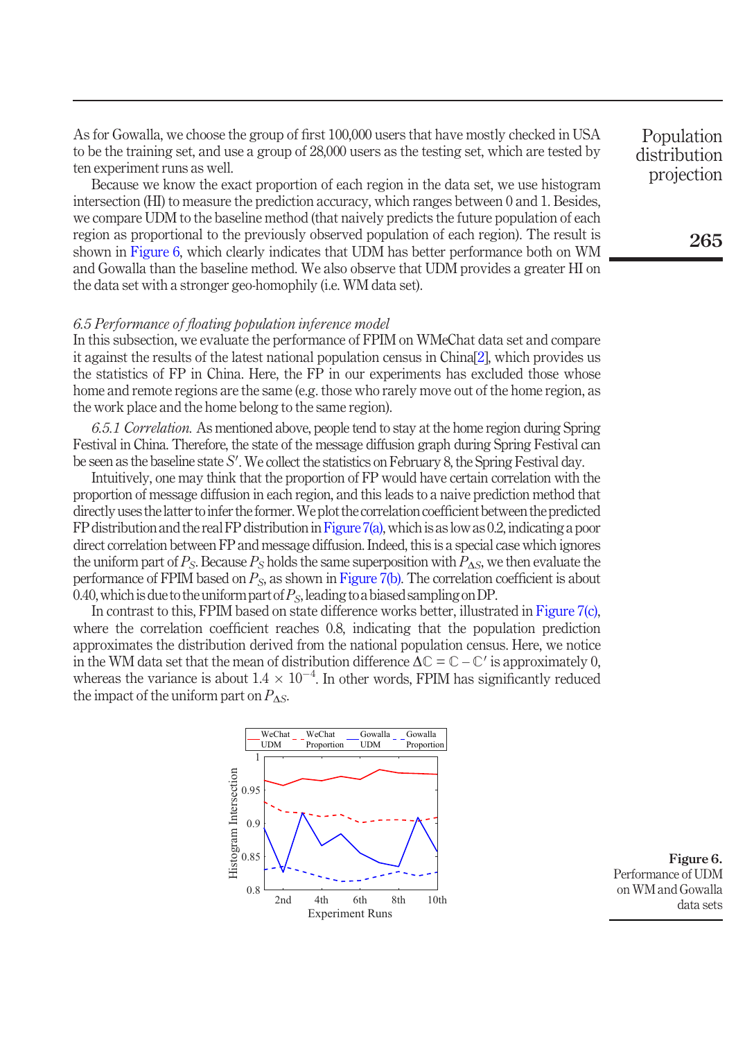As for Gowalla, we choose the group of first 100,000 users that have mostly checked in USA to be the training set, and use a group of 28,000 users as the testing set, which are tested by ten experiment runs as well.

Because we know the exact proportion of each region in the data set, we use histogram intersection (HI) to measure the prediction accuracy, which ranges between 0 and 1. Besides, we compare UDM to the baseline method (that naively predicts the future population of each region as proportional to the previously observed population of each region). The result is shown in Figure 6, which clearly indicates that UDM has better performance both on WM and Gowalla than the baseline method. We also observe that UDM provides a greater HI on the data set with a stronger geo-homophily (i.e. WM data set).

### 6.5 Performance of floating population inference model

In this subsection, we evaluate the performance of FPIM on WMeChat data set and compare it against the results of the latest national population census in China[2], which provides us the statistics of FP in China. Here, the FP in our experiments has excluded those whose home and remote regions are the same (e.g. those who rarely move out of the home region, as the work place and the home belong to the same region).

*6.5.1 Correlation.* As mentioned above, people tend to stay at the home region during Spring Festival in China. Therefore, the state of the message diffusion graph during Spring Festival can be seen as the baseline state $S'$. We collect the statistics on February 8, the Spring Festival day.

Intuitively, one may think that the proportion of FP would have certain correlation with the proportion of message diffusion in each region, and this leads to a naive prediction method that directly uses the latter to infer the former. We plot the correlation coefficient between the predicted FP distribution and the real FP distribution in Figure 7(a), which is as low as 0.2, indicating a poor direct correlation between FP and message diffusion. Indeed, this is a special case which ignores the uniform part of $P_S$. Because $P_S$ holds the same superposition with $P_{\Delta S}$, we then evaluate the performance of FPIM based on $P_S$, as shown in Figure 7(b). The correlation coefficient is about 0.40, which is due to the uniform part of $P_S$, leading to a biased sampling on DP.

In contrast to this, FPIM based on state difference works better, illustrated in Figure 7(c), where the correlation coefficient reaches 0.8, indicating that the population prediction approximates the distribution derived from the national population census. Here, we notice in the WM data set that the mean of distribution difference $\Delta\mathbb{C} = \mathbb{C} - \mathbb{C}'$ is approximately 0, whereas the variance is about $1.4 \times 10^{-4}$. In other words, FPIM has significantly reduced the impact of the uniform part on $P_{\Delta S}$.

**Figure 6.** Performance of UDM on WM and Gowalla data sets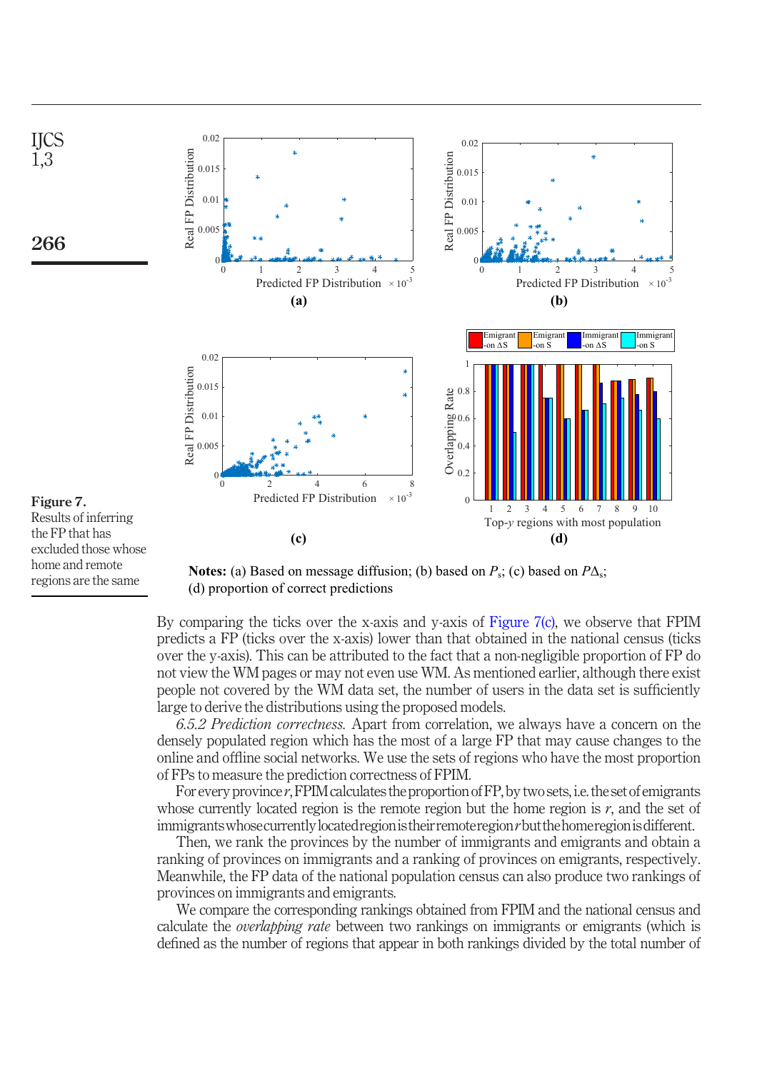Real FP Distribution
0.02
0.015
0.01
0.005
0
0 1 2 3 4 5
Predicted FP Distribution $\times 10^{-3}$
**(a)**

Real FP Distribution
0.02
0.015
0.01
0.005
0
0 1 2 3 4 5
Predicted FP Distribution $\times 10^{-3}$
**(b)**

Real FP Distribution
0.02
0.015
0.01
0.005
0
0 2 4 6 8
Predicted FP Distribution $\times 10^{-3}$
**(c)**

Emigrant -on ΔS
Emigrant -on S
Immigrant -on ΔS
Immigrant -on S
Overlapping Rate
1
0.8
0.6
0.4
0.2
0
1 2 3 4 5 6 7 8 9 10
Top-*y* regions with most population
**(d)**

**Figure 7.** Results of inferring the FP that has excluded those whose home and remote regions are the same

**Notes:** (a) Based on message diffusion; (b) based on $P_s$; (c) based on $P\Delta_s$; (d) proportion of correct predictions

By comparing the ticks over the x-axis and y-axis of Figure 7(c), we observe that FPIM predicts a FP (ticks over the x-axis) lower than that obtained in the national census (ticks over the y-axis). This can be attributed to the fact that a non-negligible proportion of FP do not view the WM pages or may not even use WM. As mentioned earlier, although there exist people not covered by the WM data set, the number of users in the data set is sufficiently large to derive the distributions using the proposed models.

*6.5.2 Prediction correctness.* Apart from correlation, we always have a concern on the densely populated region which has the most of a large FP that may cause changes to the online and offline social networks. We use the sets of regions who have the most proportion of FPs to measure the prediction correctness of FPIM.

For every province $r$, FPIM calculates the proportion of FP, by two sets, i.e. the set of emigrants whose currently located region is the remote region but the home region is $r$, and the set of immigrants whose currently located region is their remote region $r$ but the home region is different.

Then, we rank the provinces by the number of immigrants and emigrants and obtain a ranking of provinces on immigrants and a ranking of provinces on emigrants, respectively. Meanwhile, the FP data of the national population census can also produce two rankings of provinces on immigrants and emigrants.

We compare the corresponding rankings obtained from FPIM and the national census and calculate the *overlapping rate* between two rankings on immigrants or emigrants (which is defined as the number of regions that appear in both rankings divided by the total number of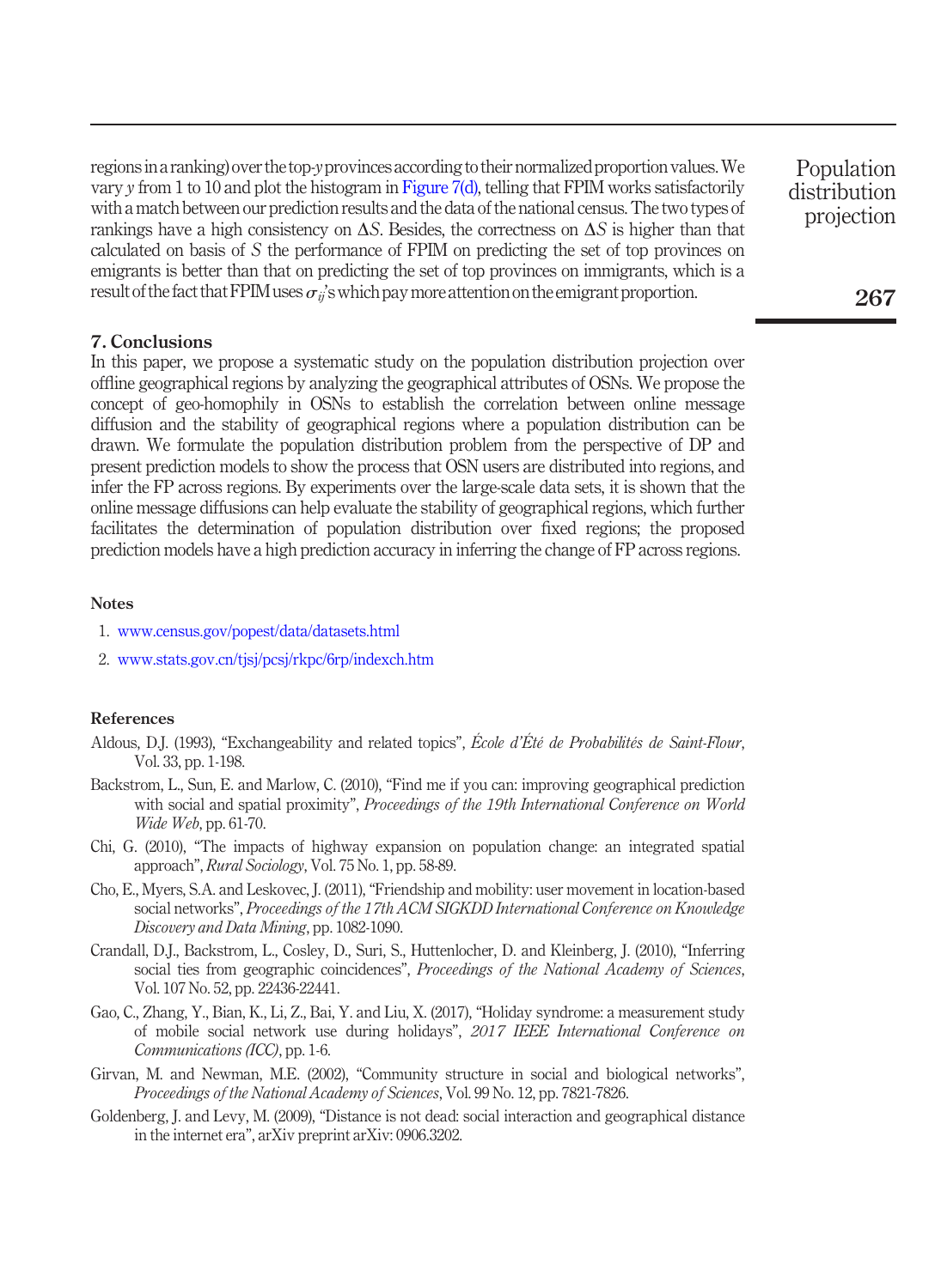regions in a ranking) over the top-$y$ provinces according to their normalized proportion values. We vary $y$ from 1 to 10 and plot the histogram in Figure 7(d), telling that FPIM works satisfactorily with a match between our prediction results and the data of the national census. The two types of rankings have a high consistency on $\Delta S$. Besides, the correctness on $\Delta S$ is higher than that calculated on basis of $S$ the performance of FPIM on predicting the set of top provinces on emigrants is better than that on predicting the set of top provinces on immigrants, which is a result of the fact that FPIM uses $\sigma_{ij}$'s which pay more attention on the emigrant proportion.

## 7. Conclusions

In this paper, we propose a systematic study on the population distribution projection over offline geographical regions by analyzing the geographical attributes of OSNs. We propose the concept of geo-homophily in OSNs to establish the correlation between online message diffusion and the stability of geographical regions where a population distribution can be drawn. We formulate the population distribution problem from the perspective of DP and present prediction models to show the process that OSN users are distributed into regions, and infer the FP across regions. By experiments over the large-scale data sets, it is shown that the online message diffusions can help evaluate the stability of geographical regions, which further facilitates the determination of population distribution over fixed regions; the proposed prediction models have a high prediction accuracy in inferring the change of FP across regions.

### Notes

1. www.census.gov/popest/data/datasets.html
2. www.stats.gov.cn/tjsj/pcsj/rkpc/6rp/indexch.htm

### References

Aldous, D.J. (1993), "Exchangeability and related topics", *École d'Été de Probabilités de Saint-Flour*, Vol. 33, pp. 1-198.

Backstrom, L., Sun, E. and Marlow, C. (2010), "Find me if you can: improving geographical prediction with social and spatial proximity", *Proceedings of the 19th International Conference on World Wide Web*, pp. 61-70.

Chi, G. (2010), "The impacts of highway expansion on population change: an integrated spatial approach", *Rural Sociology*, Vol. 75 No. 1, pp. 58-89.

Cho, E., Myers, S.A. and Leskovec, J. (2011), "Friendship and mobility: user movement in location-based social networks", *Proceedings of the 17th ACM SIGKDD International Conference on Knowledge Discovery and Data Mining*, pp. 1082-1090.

Crandall, D.J., Backstrom, L., Cosley, D., Suri, S., Huttenlocher, D. and Kleinberg, J. (2010), "Inferring social ties from geographic coincidences", *Proceedings of the National Academy of Sciences*, Vol. 107 No. 52, pp. 22436-22441.

Gao, C., Zhang, Y., Bian, K., Li, Z., Bai, Y. and Liu, X. (2017), "Holiday syndrome: a measurement study of mobile social network use during holidays", *2017 IEEE International Conference on Communications (ICC)*, pp. 1-6.

Girvan, M. and Newman, M.E. (2002), "Community structure in social and biological networks", *Proceedings of the National Academy of Sciences*, Vol. 99 No. 12, pp. 7821-7826.

Goldenberg, J. and Levy, M. (2009), "Distance is not dead: social interaction and geographical distance in the internet era", arXiv preprint arXiv: 0906.3202.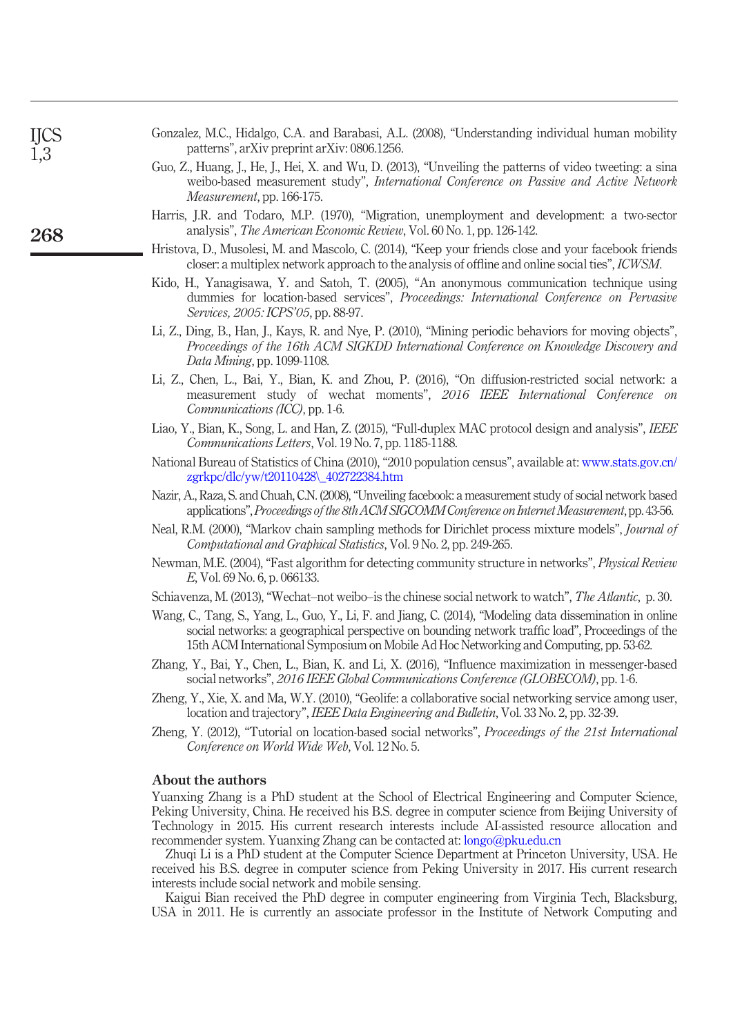Gonzalez, M.C., Hidalgo, C.A. and Barabasi, A.L. (2008), "Understanding individual human mobility patterns", arXiv preprint arXiv: 0806.1256.

Guo, Z., Huang, J., He, J., Hei, X. and Wu, D. (2013), "Unveiling the patterns of video tweeting: a sina weibo-based measurement study", *International Conference on Passive and Active Network Measurement*, pp. 166-175.

Harris, J.R. and Todaro, M.P. (1970), "Migration, unemployment and development: a two-sector analysis", *The American Economic Review*, Vol. 60 No. 1, pp. 126-142.

Hristova, D., Musolesi, M. and Mascolo, C. (2014), "Keep your friends close and your facebook friends closer: a multiplex network approach to the analysis of offline and online social ties", *ICWSM*.

Kido, H., Yanagisawa, Y. and Satoh, T. (2005), "An anonymous communication technique using dummies for location-based services", *Proceedings: International Conference on Pervasive Services, 2005: ICPS'05*, pp. 88-97.

Li, Z., Ding, B., Han, J., Kays, R. and Nye, P. (2010), "Mining periodic behaviors for moving objects", *Proceedings of the 16th ACM SIGKDD International Conference on Knowledge Discovery and Data Mining*, pp. 1099-1108.

Li, Z., Chen, L., Bai, Y., Bian, K. and Zhou, P. (2016), "On diffusion-restricted social network: a measurement study of wechat moments", *2016 IEEE International Conference on Communications (ICC)*, pp. 1-6.

Liao, Y., Bian, K., Song, L. and Han, Z. (2015), "Full-duplex MAC protocol design and analysis", *IEEE Communications Letters*, Vol. 19 No. 7, pp. 1185-1188.

National Bureau of Statistics of China (2010), "2010 population census", available at: www.stats.gov.cn/zgrkpc/dlc/yw/t20110428\_402722384.htm

Nazir, A., Raza, S. and Chuah, C.N. (2008), "Unveiling facebook: a measurement study of social network based applications", *Proceedings of the 8th ACM SIGCOMM Conference on Internet Measurement*, pp. 43-56.

Neal, R.M. (2000), "Markov chain sampling methods for Dirichlet process mixture models", *Journal of Computational and Graphical Statistics*, Vol. 9 No. 2, pp. 249-265.

Newman, M.E. (2004), "Fast algorithm for detecting community structure in networks", *Physical Review E*, Vol. 69 No. 6, p. 066133.

Schiavenza, M. (2013), "Wechat–not weibo–is the chinese social network to watch", *The Atlantic*, p. 30.

Wang, C., Tang, S., Yang, L., Guo, Y., Li, F. and Jiang, C. (2014), "Modeling data dissemination in online social networks: a geographical perspective on bounding network traffic load", Proceedings of the 15th ACM International Symposium on Mobile Ad Hoc Networking and Computing, pp. 53-62.

Zhang, Y., Bai, Y., Chen, L., Bian, K. and Li, X. (2016), "Influence maximization in messenger-based social networks", *2016 IEEE Global Communications Conference (GLOBECOM)*, pp. 1-6.

Zheng, Y., Xie, X. and Ma, W.Y. (2010), "Geolife: a collaborative social networking service among user, location and trajectory", *IEEE Data Engineering and Bulletin*, Vol. 33 No. 2, pp. 32-39.

Zheng, Y. (2012), "Tutorial on location-based social networks", *Proceedings of the 21st International Conference on World Wide Web*, Vol. 12 No. 5.

## About the authors

Yuanxing Zhang is a PhD student at the School of Electrical Engineering and Computer Science, Peking University, China. He received his B.S. degree in computer science from Beijing University of Technology in 2015. His current research interests include AI-assisted resource allocation and recommender system. Yuanxing Zhang can be contacted at: longo@pku.edu.cn

Zhuqi Li is a PhD student at the Computer Science Department at Princeton University, USA. He received his B.S. degree in computer science from Peking University in 2017. His current research interests include social network and mobile sensing.

Kaigui Bian received the PhD degree in computer engineering from Virginia Tech, Blacksburg, USA in 2011. He is currently an associate professor in the Institute of Network Computing and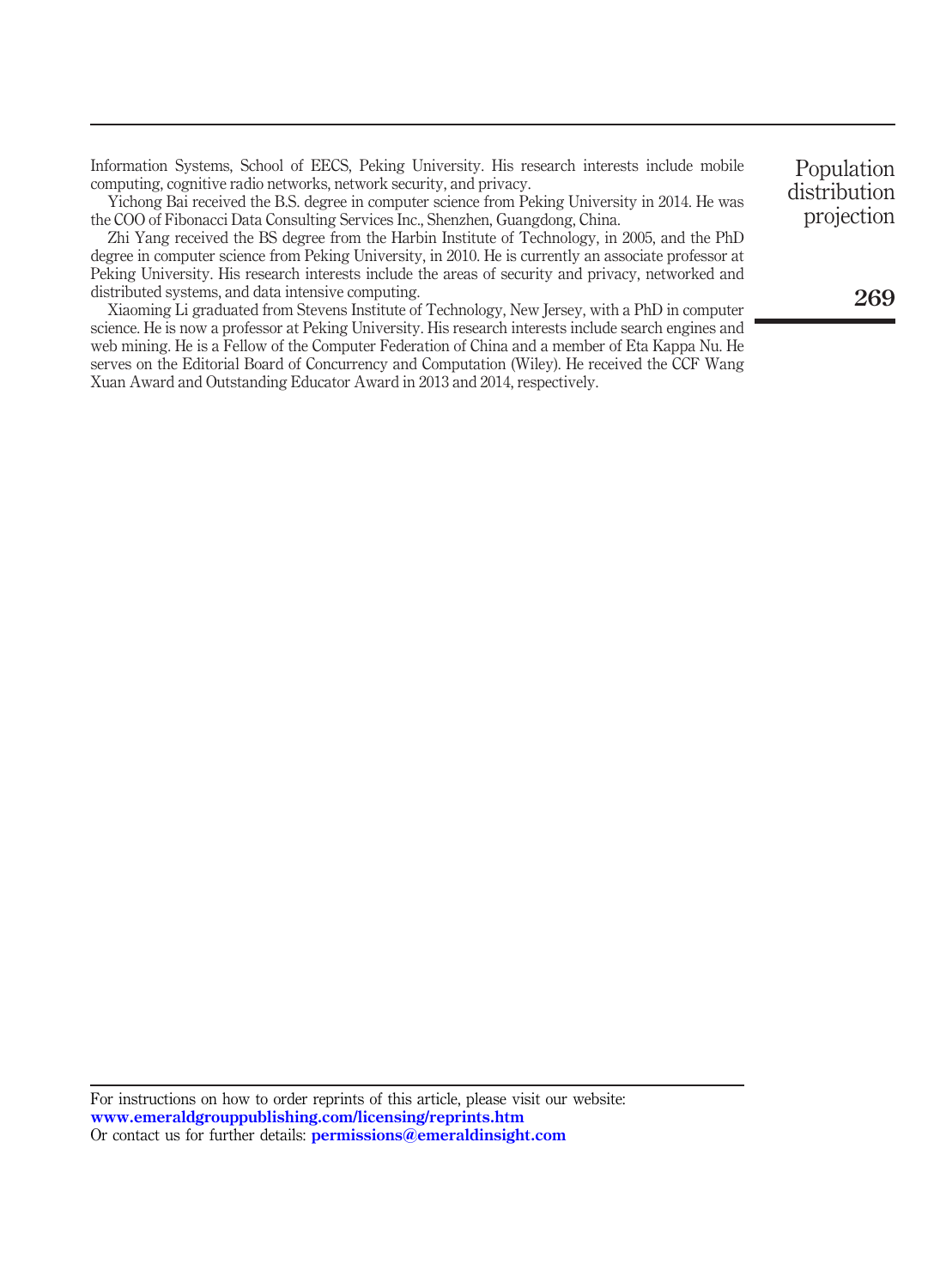Information Systems, School of EECS, Peking University. His research interests include mobile computing, cognitive radio networks, network security, and privacy.

Yichong Bai received the B.S. degree in computer science from Peking University in 2014. He was the COO of Fibonacci Data Consulting Services Inc., Shenzhen, Guangdong, China.

Zhi Yang received the BS degree from the Harbin Institute of Technology, in 2005, and the PhD degree in computer science from Peking University, in 2010. He is currently an associate professor at Peking University. His research interests include the areas of security and privacy, networked and distributed systems, and data intensive computing.

Xiaoming Li graduated from Stevens Institute of Technology, New Jersey, with a PhD in computer science. He is now a professor at Peking University. His research interests include search engines and web mining. He is a Fellow of the Computer Federation of China and a member of Eta Kappa Nu. He serves on the Editorial Board of Concurrency and Computation (Wiley). He received the CCF Wang Xuan Award and Outstanding Educator Award in 2013 and 2014, respectively.

For instructions on how to order reprints of this article, please visit our website:
**www.emeraldgrouppublishing.com/licensing/reprints.htm**
Or contact us for further details: **permissions@emeraldinsight.com**